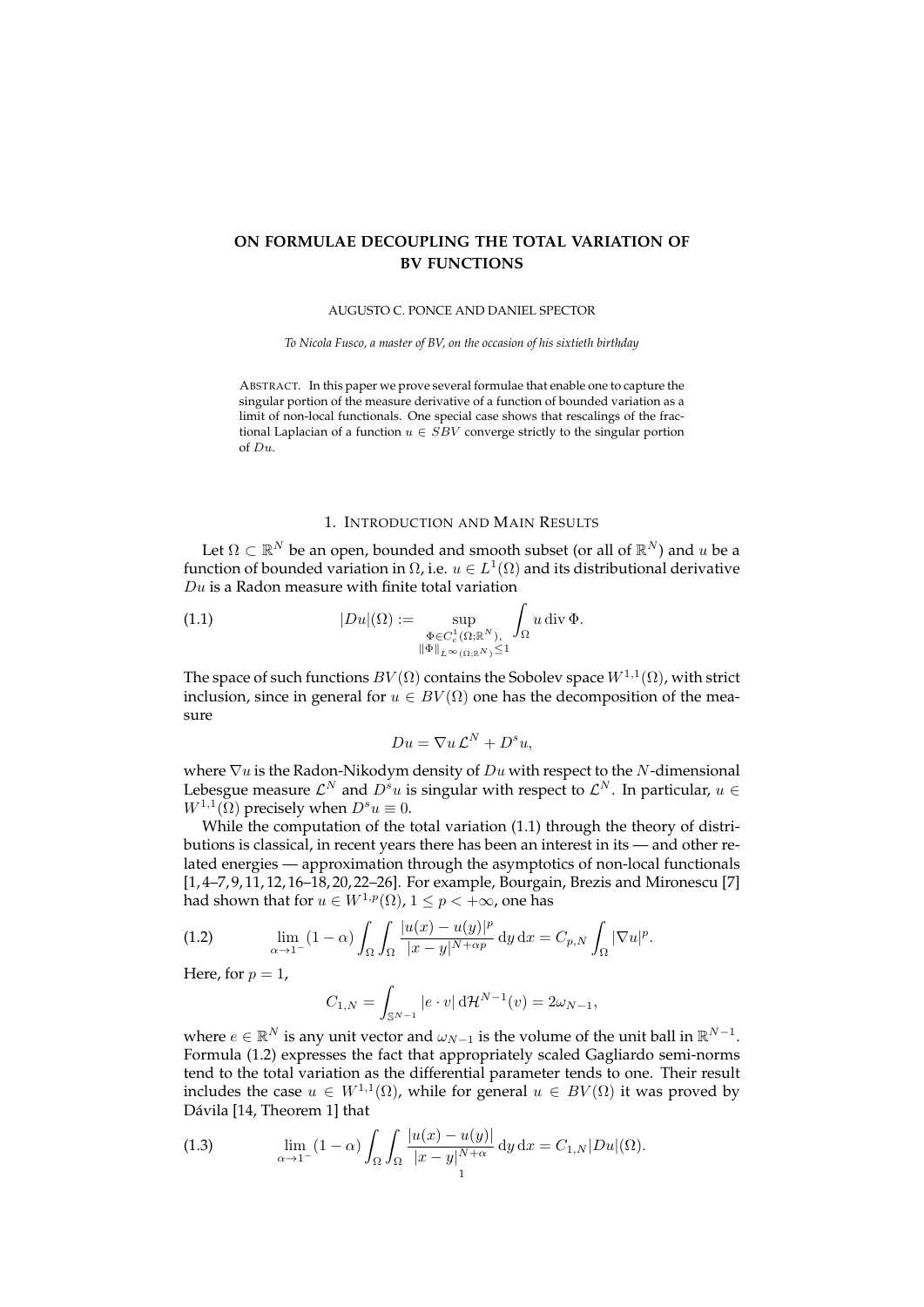# ON FORMULAE DECOUPLING THE TOTAL VARIATION OF BV FUNCTIONS

AUGUSTO C. PONCE AND DANIEL SPECTOR

*To Nicola Fusco, a master of BV, on the occasion of his sixtieth birthday*

ABSTRACT. In this paper we prove several formulae that enable one to capture the singular portion of the measure derivative of a function of bounded variation as a limit of non-local functionals. One special case shows that rescalings of the fractional Laplacian of a function $u \in SBV$ converge strictly to the singular portion of $Du$.

## 1. INTRODUCTION AND MAIN RESULTS

Let $\Omega \subset \mathbb{R}^N$ be an open, bounded and smooth subset (or all of $\mathbb{R}^N$) and $u$ be a function of bounded variation in $\Omega$, i.e. $u \in L^1(\Omega)$ and its distributional derivative $Du$ is a Radon measure with finite total variation

$$|Du|(\Omega) := \sup_{\substack{\Phi \in C_c^1(\Omega;\mathbb{R}^N),\\ \|\Phi\|_{L^\infty(\Omega;\mathbb{R}^N)} \leq 1}} \int_\Omega u \operatorname{div} \Phi. \tag{1.1}$$

The space of such functions $BV(\Omega)$ contains the Sobolev space $W^{1,1}(\Omega)$, with strict inclusion, since in general for $u \in BV(\Omega)$ one has the decomposition of the measure

$$Du = \nabla u \, \mathcal{L}^N + D^s u,$$

where $\nabla u$ is the Radon-Nikodym density of $Du$ with respect to the $N$-dimensional Lebesgue measure $\mathcal{L}^N$ and $D^s u$ is singular with respect to $\mathcal{L}^N$. In particular, $u \in W^{1,1}(\Omega)$ precisely when $D^s u \equiv 0$.

While the computation of the total variation (1.1) through the theory of distributions is classical, in recent years there has been an interest in its — and other related energies — approximation through the asymptotics of non-local functionals [1,4–7,9,11,12,16–18,20,22–26]. For example, Bourgain, Brezis and Mironescu [7] had shown that for $u \in W^{1,p}(\Omega)$, $1 \leq p < +\infty$, one has

$$\lim_{\alpha \to 1^-} (1-\alpha) \int_\Omega \int_\Omega \frac{|u(x)-u(y)|^p}{|x-y|^{N+\alpha p}} \, \mathrm{d}y \, \mathrm{d}x = C_{p,N} \int_\Omega |\nabla u|^p. \tag{1.2}$$

Here, for $p = 1$,

$$C_{1,N} = \int_{\mathbb{S}^{N-1}} |e \cdot v| \, \mathrm{d}\mathcal{H}^{N-1}(v) = 2\omega_{N-1},$$

where $e \in \mathbb{R}^N$ is any unit vector and $\omega_{N-1}$ is the volume of the unit ball in $\mathbb{R}^{N-1}$. Formula (1.2) expresses the fact that appropriately scaled Gagliardo semi-norms tend to the total variation as the differential parameter tends to one. Their result includes the case $u \in W^{1,1}(\Omega)$, while for general $u \in BV(\Omega)$ it was proved by Dávila [14, Theorem 1] that

$$\lim_{\alpha \to 1^-} (1-\alpha) \int_\Omega \int_\Omega \frac{|u(x)-u(y)|}{|x-y|^{N+\alpha}} \, \mathrm{d}y \, \mathrm{d}x = C_{1,N} |Du|(\Omega). \tag{1.3}$$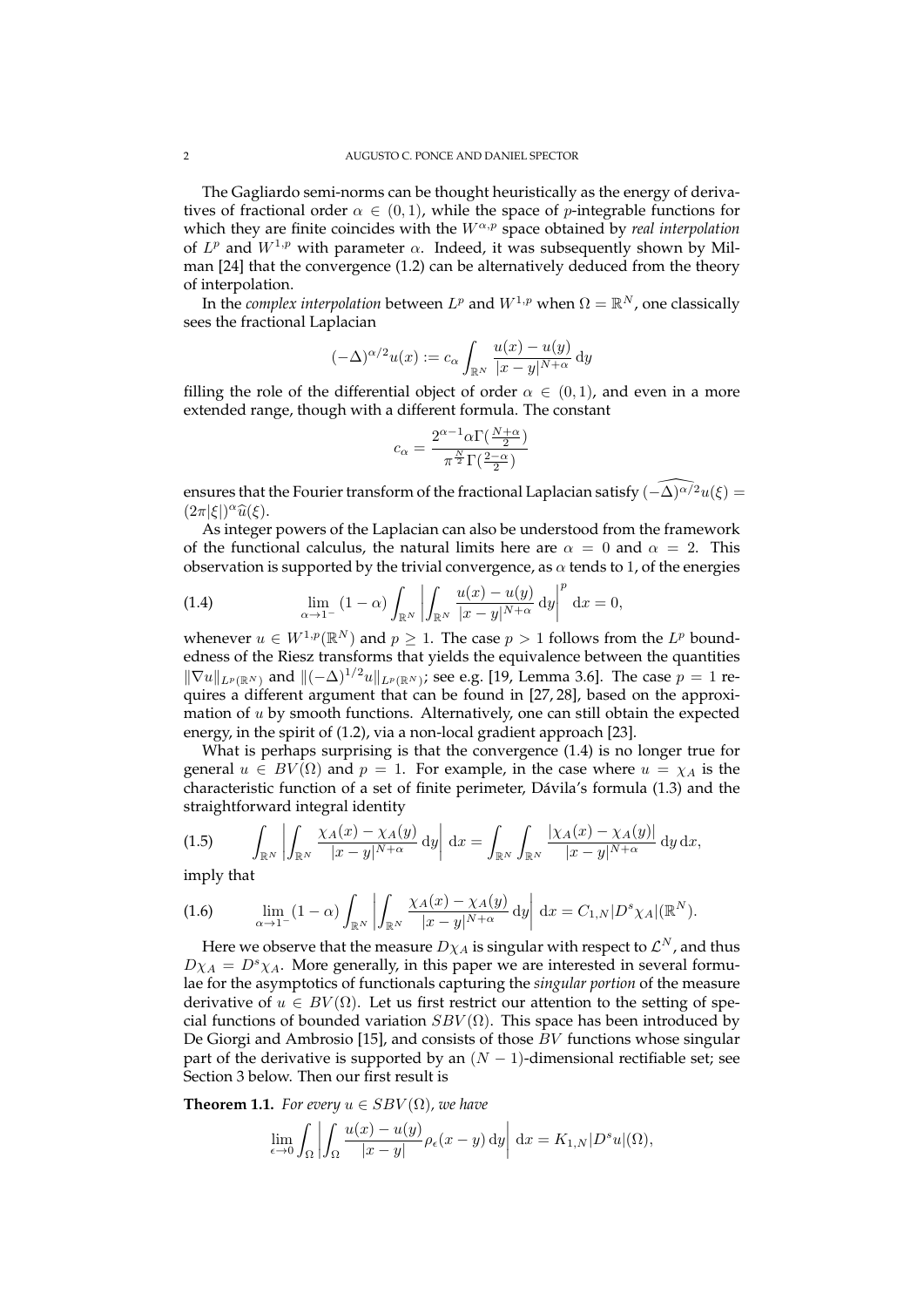The Gagliardo semi-norms can be thought heuristically as the energy of derivatives of fractional order $\alpha \in (0, 1)$, while the space of $p$-integrable functions for which they are finite coincides with the $W^{\alpha,p}$ space obtained by *real interpolation* of $L^p$ and $W^{1,p}$ with parameter $\alpha$. Indeed, it was subsequently shown by Milman [24] that the convergence (1.2) can be alternatively deduced from the theory of interpolation.

In the *complex interpolation* between $L^p$ and $W^{1,p}$ when $\Omega = \mathbb{R}^N$, one classically sees the fractional Laplacian

$$(-\Delta)^{\alpha/2} u(x) := c_\alpha \int_{\mathbb{R}^N} \frac{u(x) - u(y)}{|x - y|^{N+\alpha}} \, \mathrm{d}y$$

filling the role of the differential object of order $\alpha \in (0, 1)$, and even in a more extended range, though with a different formula. The constant

$$c_\alpha = \frac{2^{\alpha-1} \alpha \Gamma(\frac{N+\alpha}{2})}{\pi^{\frac{N}{2}} \Gamma(\frac{2-\alpha}{2})}$$

ensures that the Fourier transform of the fractional Laplacian satisfy $\widehat{(-\Delta)^{\alpha/2}} u(\xi) = (2\pi|\xi|)^\alpha \widehat{u}(\xi)$.

As integer powers of the Laplacian can also be understood from the framework of the functional calculus, the natural limits here are $\alpha = 0$ and $\alpha = 2$. This observation is supported by the trivial convergence, as $\alpha$ tends to 1, of the energies

$$\lim_{\alpha \to 1^-} (1 - \alpha) \int_{\mathbb{R}^N} \left| \int_{\mathbb{R}^N} \frac{u(x) - u(y)}{|x - y|^{N+\alpha}} \, \mathrm{d}y \right|^p \mathrm{d}x = 0, \tag{1.4}$$

whenever $u \in W^{1,p}(\mathbb{R}^N)$ and $p \geq 1$. The case $p > 1$ follows from the $L^p$ boundedness of the Riesz transforms that yields the equivalence between the quantities $\|\nabla u\|_{L^p(\mathbb{R}^N)}$ and $\|(-\Delta)^{1/2} u\|_{L^p(\mathbb{R}^N)}$; see e.g. [19, Lemma 3.6]. The case $p = 1$ requires a different argument that can be found in [27, 28], based on the approximation of $u$ by smooth functions. Alternatively, one can still obtain the expected energy, in the spirit of (1.2), via a non-local gradient approach [23].

What is perhaps surprising is that the convergence (1.4) is no longer true for general $u \in BV(\Omega)$ and $p = 1$. For example, in the case where $u = \chi_A$ is the characteristic function of a set of finite perimeter, Dávila's formula (1.3) and the straightforward integral identity

$$\int_{\mathbb{R}^N} \left| \int_{\mathbb{R}^N} \frac{\chi_A(x) - \chi_A(y)}{|x - y|^{N+\alpha}} \, \mathrm{d}y \right| \mathrm{d}x = \int_{\mathbb{R}^N} \int_{\mathbb{R}^N} \frac{|\chi_A(x) - \chi_A(y)|}{|x - y|^{N+\alpha}} \, \mathrm{d}y \, \mathrm{d}x, \tag{1.5}$$

imply that

$$\lim_{\alpha \to 1^-} (1 - \alpha) \int_{\mathbb{R}^N} \left| \int_{\mathbb{R}^N} \frac{\chi_A(x) - \chi_A(y)}{|x - y|^{N+\alpha}} \, \mathrm{d}y \right| \mathrm{d}x = C_{1,N} |D^s \chi_A|(\mathbb{R}^N). \tag{1.6}$$

Here we observe that the measure $D\chi_A$ is singular with respect to $\mathcal{L}^N$, and thus $D\chi_A = D^s \chi_A$. More generally, in this paper we are interested in several formulae for the asymptotics of functionals capturing the *singular portion* of the measure derivative of $u \in BV(\Omega)$. Let us first restrict our attention to the setting of special functions of bounded variation $SBV(\Omega)$. This space has been introduced by De Giorgi and Ambrosio [15], and consists of those $BV$ functions whose singular part of the derivative is supported by an $(N-1)$-dimensional rectifiable set; see Section 3 below. Then our first result is

**Theorem 1.1.** *For every $u \in SBV(\Omega)$, we have*

$$\lim_{\epsilon \to 0} \int_\Omega \left| \int_\Omega \frac{u(x) - u(y)}{|x - y|} \rho_\epsilon(x - y) \, \mathrm{d}y \right| \mathrm{d}x = K_{1,N} |D^s u|(\Omega),$$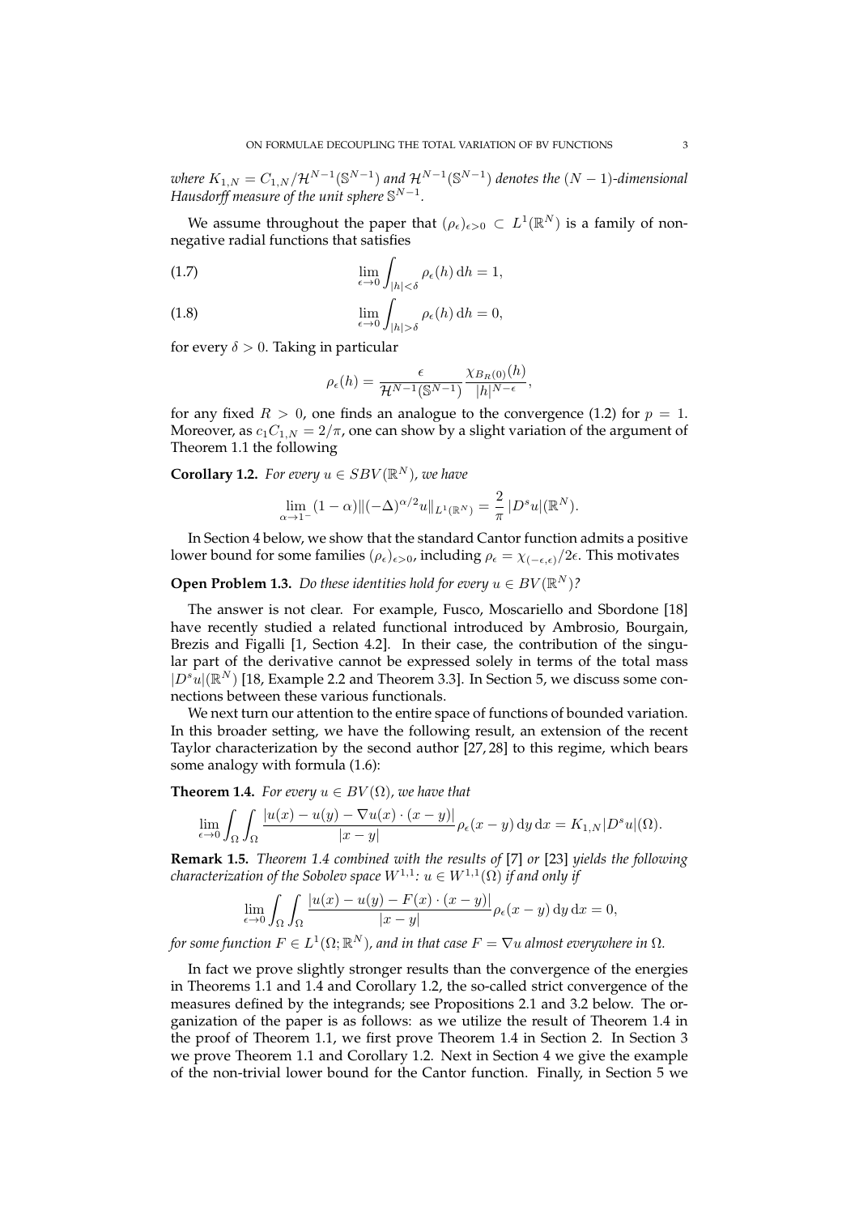*where $K_{1,N} = C_{1,N}/\mathcal{H}^{N-1}(\mathbb{S}^{N-1})$ and $\mathcal{H}^{N-1}(\mathbb{S}^{N-1})$ denotes the $(N-1)$-dimensional Hausdorff measure of the unit sphere $\mathbb{S}^{N-1}$.*

We assume throughout the paper that $(\rho_\epsilon)_{\epsilon>0} \subset L^1(\mathbb{R}^N)$ is a family of nonnegative radial functions that satisfies

$$\lim_{\epsilon\to 0}\int_{|h|<\delta}\rho_\epsilon(h)\,\mathrm{d}h = 1, \tag{1.7}$$

$$\lim_{\epsilon\to 0}\int_{|h|>\delta}\rho_\epsilon(h)\,\mathrm{d}h = 0, \tag{1.8}$$

for every $\delta > 0$. Taking in particular

$$\rho_\epsilon(h) = \frac{\epsilon}{\mathcal{H}^{N-1}(\mathbb{S}^{N-1})}\frac{\chi_{B_R(0)}(h)}{|h|^{N-\epsilon}},$$

for any fixed $R > 0$, one finds an analogue to the convergence (1.2) for $p = 1$. Moreover, as $c_1 C_{1,N} = 2/\pi$, one can show by a slight variation of the argument of Theorem 1.1 the following

**Corollary 1.2.** *For every $u \in SBV(\mathbb{R}^N)$, we have*

$$\lim_{\alpha\to 1^-}(1-\alpha)\|(-\Delta)^{\alpha/2}u\|_{L^1(\mathbb{R}^N)} = \frac{2}{\pi}\,|D^s u|(\mathbb{R}^N).$$

In Section 4 below, we show that the standard Cantor function admits a positive lower bound for some families $(\rho_\epsilon)_{\epsilon>0}$, including $\rho_\epsilon = \chi_{(-\epsilon,\epsilon)}/2\epsilon$. This motivates

**Open Problem 1.3.** *Do these identities hold for every $u \in BV(\mathbb{R}^N)$?*

The answer is not clear. For example, Fusco, Moscariello and Sbordone [18] have recently studied a related functional introduced by Ambrosio, Bourgain, Brezis and Figalli [1, Section 4.2]. In their case, the contribution of the singular part of the derivative cannot be expressed solely in terms of the total mass $|D^s u|(\mathbb{R}^N)$ [18, Example 2.2 and Theorem 3.3]. In Section 5, we discuss some connections between these various functionals.

We next turn our attention to the entire space of functions of bounded variation. In this broader setting, we have the following result, an extension of the recent Taylor characterization by the second author [27, 28] to this regime, which bears some analogy with formula (1.6):

**Theorem 1.4.** *For every $u \in BV(\Omega)$, we have that*

$$\lim_{\epsilon\to 0}\int_\Omega\int_\Omega \frac{|u(x)-u(y)-\nabla u(x)\cdot(x-y)|}{|x-y|}\rho_\epsilon(x-y)\,\mathrm{d}y\,\mathrm{d}x = K_{1,N}|D^s u|(\Omega).$$

**Remark 1.5.** *Theorem 1.4 combined with the results of [7] or [23] yields the following characterization of the Sobolev space $W^{1,1}$: $u \in W^{1,1}(\Omega)$ if and only if*

$$\lim_{\epsilon\to 0}\int_\Omega\int_\Omega \frac{|u(x)-u(y)-F(x)\cdot(x-y)|}{|x-y|}\rho_\epsilon(x-y)\,\mathrm{d}y\,\mathrm{d}x = 0,$$

*for some function $F \in L^1(\Omega;\mathbb{R}^N)$, and in that case $F = \nabla u$ almost everywhere in $\Omega$.*

In fact we prove slightly stronger results than the convergence of the energies in Theorems 1.1 and 1.4 and Corollary 1.2, the so-called strict convergence of the measures defined by the integrands; see Propositions 2.1 and 3.2 below. The organization of the paper is as follows: as we utilize the result of Theorem 1.4 in the proof of Theorem 1.1, we first prove Theorem 1.4 in Section 2. In Section 3 we prove Theorem 1.1 and Corollary 1.2. Next in Section 4 we give the example of the non-trivial lower bound for the Cantor function. Finally, in Section 5 we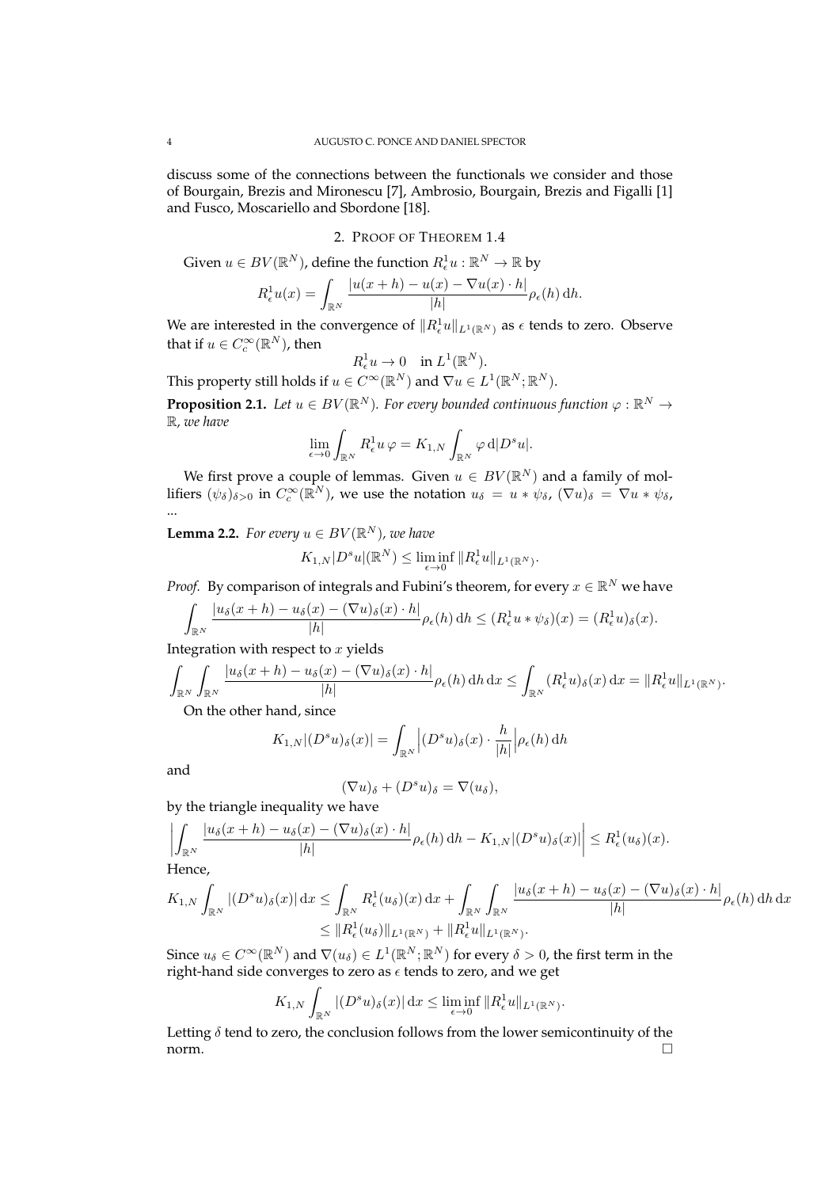discuss some of the connections between the functionals we consider and those of Bourgain, Brezis and Mironescu [7], Ambrosio, Bourgain, Brezis and Figalli [1] and Fusco, Moscariello and Sbordone [18].

## 2. Proof of Theorem 1.4

Given $u \in BV(\mathbb{R}^N)$, define the function $R^1_\epsilon u : \mathbb{R}^N \to \mathbb{R}$ by

$$R^1_\epsilon u(x) = \int_{\mathbb{R}^N} \frac{|u(x+h) - u(x) - \nabla u(x) \cdot h|}{|h|} \rho_\epsilon(h) \, \mathrm{d}h.$$

We are interested in the convergence of $\|R^1_\epsilon u\|_{L^1(\mathbb{R}^N)}$ as $\epsilon$ tends to zero. Observe that if $u \in C^\infty_c(\mathbb{R}^N)$, then

$$R^1_\epsilon u \to 0 \quad \text{in } L^1(\mathbb{R}^N).$$

This property still holds if $u \in C^\infty(\mathbb{R}^N)$ and $\nabla u \in L^1(\mathbb{R}^N; \mathbb{R}^N)$.

**Proposition 2.1.** *Let $u \in BV(\mathbb{R}^N)$. For every bounded continuous function $\varphi : \mathbb{R}^N \to \mathbb{R}$, we have*

$$\lim_{\epsilon \to 0} \int_{\mathbb{R}^N} R^1_\epsilon u \, \varphi = K_{1,N} \int_{\mathbb{R}^N} \varphi \, \mathrm{d}|D^s u|.$$

We first prove a couple of lemmas. Given $u \in BV(\mathbb{R}^N)$ and a family of mollifiers $(\psi_\delta)_{\delta > 0}$ in $C^\infty_c(\mathbb{R}^N)$, we use the notation $u_\delta = u * \psi_\delta$, $(\nabla u)_\delta = \nabla u * \psi_\delta$, ...

**Lemma 2.2.** *For every $u \in BV(\mathbb{R}^N)$, we have*

$$K_{1,N} |D^s u|(\mathbb{R}^N) \leq \liminf_{\epsilon \to 0} \|R^1_\epsilon u\|_{L^1(\mathbb{R}^N)}.$$

*Proof.* By comparison of integrals and Fubini's theorem, for every $x \in \mathbb{R}^N$ we have

$$\int_{\mathbb{R}^N} \frac{|u_\delta(x+h) - u_\delta(x) - (\nabla u)_\delta(x) \cdot h|}{|h|} \rho_\epsilon(h) \, \mathrm{d}h \leq (R^1_\epsilon u * \psi_\delta)(x) = (R^1_\epsilon u)_\delta(x).$$

Integration with respect to $x$ yields

$$\int_{\mathbb{R}^N} \int_{\mathbb{R}^N} \frac{|u_\delta(x+h) - u_\delta(x) - (\nabla u)_\delta(x) \cdot h|}{|h|} \rho_\epsilon(h) \, \mathrm{d}h \, \mathrm{d}x \leq \int_{\mathbb{R}^N} (R^1_\epsilon u)_\delta(x) \, \mathrm{d}x = \|R^1_\epsilon u\|_{L^1(\mathbb{R}^N)}.$$

On the other hand, since

$$K_{1,N} |(D^s u)_\delta(x)| = \int_{\mathbb{R}^N} \Big| (D^s u)_\delta(x) \cdot \frac{h}{|h|} \Big| \rho_\epsilon(h) \, \mathrm{d}h$$

and

$$(\nabla u)_\delta + (D^s u)_\delta = \nabla(u_\delta),$$

by the triangle inequality we have

$$\left| \int_{\mathbb{R}^N} \frac{|u_\delta(x+h) - u_\delta(x) - (\nabla u)_\delta(x) \cdot h|}{|h|} \rho_\epsilon(h) \, \mathrm{d}h - K_{1,N} |(D^s u)_\delta(x)| \right| \leq R^1_\epsilon(u_\delta)(x).$$

Hence,

$$\begin{aligned} K_{1,N} \int_{\mathbb{R}^N} |(D^s u)_\delta(x)| \, \mathrm{d}x &\leq \int_{\mathbb{R}^N} R^1_\epsilon(u_\delta)(x) \, \mathrm{d}x + \int_{\mathbb{R}^N} \int_{\mathbb{R}^N} \frac{|u_\delta(x+h) - u_\delta(x) - (\nabla u)_\delta(x) \cdot h|}{|h|} \rho_\epsilon(h) \, \mathrm{d}h \, \mathrm{d}x \\ &\leq \|R^1_\epsilon(u_\delta)\|_{L^1(\mathbb{R}^N)} + \|R^1_\epsilon u\|_{L^1(\mathbb{R}^N)}. \end{aligned}$$

Since $u_\delta \in C^\infty(\mathbb{R}^N)$ and $\nabla(u_\delta) \in L^1(\mathbb{R}^N; \mathbb{R}^N)$ for every $\delta > 0$, the first term in the right-hand side converges to zero as $\epsilon$ tends to zero, and we get

$$K_{1,N} \int_{\mathbb{R}^N} |(D^s u)_\delta(x)| \, \mathrm{d}x \leq \liminf_{\epsilon \to 0} \|R^1_\epsilon u\|_{L^1(\mathbb{R}^N)}.$$

Letting $\delta$ tend to zero, the conclusion follows from the lower semicontinuity of the norm. $\square$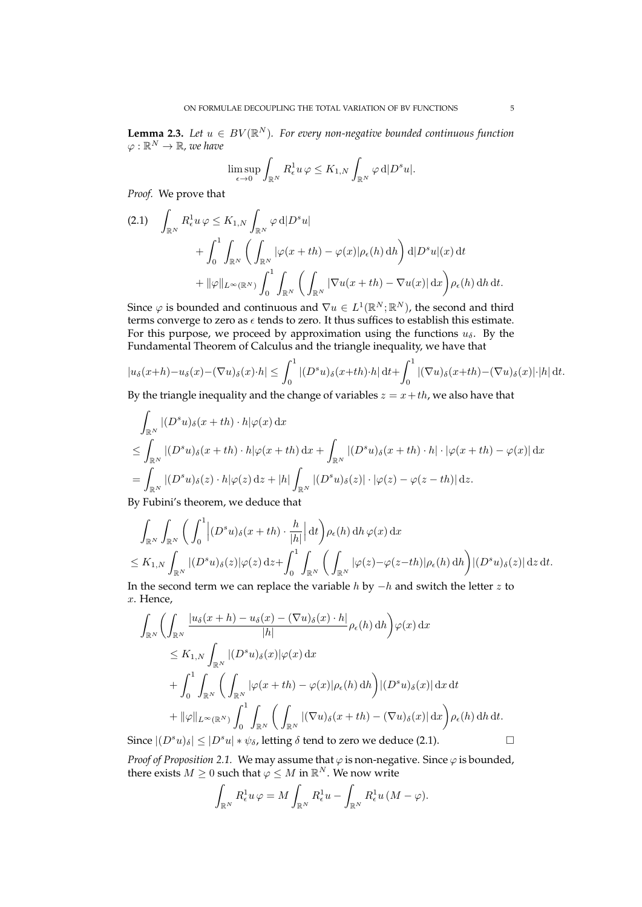**Lemma 2.3.** *Let $u \in BV(\mathbb{R}^N)$. For every non-negative bounded continuous function $\varphi : \mathbb{R}^N \to \mathbb{R}$, we have*

$$\limsup_{\epsilon \to 0} \int_{\mathbb{R}^N} R^1_\epsilon u \, \varphi \leq K_{1,N} \int_{\mathbb{R}^N} \varphi \, \mathrm{d}|D^s u|.$$

*Proof.* We prove that

$$\begin{aligned}
(2.1) \quad \int_{\mathbb{R}^N} R^1_\epsilon u \, \varphi \leq K_{1,N} &\int_{\mathbb{R}^N} \varphi \, \mathrm{d}|D^s u| \\
&+ \int_0^1 \int_{\mathbb{R}^N} \bigg( \int_{\mathbb{R}^N} |\varphi(x+th) - \varphi(x)| \rho_\epsilon(h) \, \mathrm{d}h \bigg) \, \mathrm{d}|D^s u|(x) \, \mathrm{d}t \\
&+ \|\varphi\|_{L^\infty(\mathbb{R}^N)} \int_0^1 \int_{\mathbb{R}^N} \bigg( \int_{\mathbb{R}^N} |\nabla u(x+th) - \nabla u(x)| \, \mathrm{d}x \bigg) \rho_\epsilon(h) \, \mathrm{d}h \, \mathrm{d}t.
\end{aligned}$$

Since $\varphi$ is bounded and continuous and $\nabla u \in L^1(\mathbb{R}^N; \mathbb{R}^N)$, the second and third terms converge to zero as $\epsilon$ tends to zero. It thus suffices to establish this estimate. For this purpose, we proceed by approximation using the functions $u_\delta$. By the Fundamental Theorem of Calculus and the triangle inequality, we have that

$$|u_\delta(x+h) - u_\delta(x) - (\nabla u)_\delta(x) \cdot h| \leq \int_0^1 |(D^s u)_\delta(x+th) \cdot h| \, \mathrm{d}t + \int_0^1 |(\nabla u)_\delta(x+th) - (\nabla u)_\delta(x)| \cdot |h| \, \mathrm{d}t.$$

By the triangle inequality and the change of variables $z = x + th$, we also have that

$$\begin{aligned}
&\int_{\mathbb{R}^N} |(D^s u)_\delta(x+th) \cdot h| \varphi(x) \, \mathrm{d}x \\
&\leq \int_{\mathbb{R}^N} |(D^s u)_\delta(x+th) \cdot h| \varphi(x+th) \, \mathrm{d}x + \int_{\mathbb{R}^N} |(D^s u)_\delta(x+th) \cdot h| \cdot |\varphi(x+th) - \varphi(x)| \, \mathrm{d}x \\
&= \int_{\mathbb{R}^N} |(D^s u)_\delta(z) \cdot h| \varphi(z) \, \mathrm{d}z + |h| \int_{\mathbb{R}^N} |(D^s u)_\delta(z)| \cdot |\varphi(z) - \varphi(z - th)| \, \mathrm{d}z.
\end{aligned}$$

By Fubini's theorem, we deduce that

$$\begin{aligned}
&\int_{\mathbb{R}^N} \int_{\mathbb{R}^N} \bigg( \int_0^1 \Big| (D^s u)_\delta(x+th) \cdot \frac{h}{|h|} \Big| \, \mathrm{d}t \bigg) \rho_\epsilon(h) \, \mathrm{d}h \, \varphi(x) \, \mathrm{d}x \\
&\leq K_{1,N} \int_{\mathbb{R}^N} |(D^s u)_\delta(z)| \varphi(z) \, \mathrm{d}z + \int_0^1 \int_{\mathbb{R}^N} \bigg( \int_{\mathbb{R}^N} |\varphi(z) - \varphi(z - th)| \rho_\epsilon(h) \, \mathrm{d}h \bigg) |(D^s u)_\delta(z)| \, \mathrm{d}z \, \mathrm{d}t.
\end{aligned}$$

In the second term we can replace the variable $h$ by $-h$ and switch the letter $z$ to $x$. Hence,

$$\begin{aligned}
\int_{\mathbb{R}^N} &\bigg( \int_{\mathbb{R}^N} \frac{|u_\delta(x+h) - u_\delta(x) - (\nabla u)_\delta(x) \cdot h|}{|h|} \rho_\epsilon(h) \, \mathrm{d}h \bigg) \varphi(x) \, \mathrm{d}x \\
&\leq K_{1,N} \int_{\mathbb{R}^N} |(D^s u)_\delta(x)| \varphi(x) \, \mathrm{d}x \\
&\quad + \int_0^1 \int_{\mathbb{R}^N} \bigg( \int_{\mathbb{R}^N} |\varphi(x+th) - \varphi(x)| \rho_\epsilon(h) \, \mathrm{d}h \bigg) |(D^s u)_\delta(x)| \, \mathrm{d}x \, \mathrm{d}t \\
&\quad + \|\varphi\|_{L^\infty(\mathbb{R}^N)} \int_0^1 \int_{\mathbb{R}^N} \bigg( \int_{\mathbb{R}^N} |(\nabla u)_\delta(x+th) - (\nabla u)_\delta(x)| \, \mathrm{d}x \bigg) \rho_\epsilon(h) \, \mathrm{d}h \, \mathrm{d}t.
\end{aligned}$$

Since $|(D^s u)_\delta| \leq |D^s u| * \psi_\delta$, letting $\delta$ tend to zero we deduce (2.1). $\square$

*Proof of Proposition 2.1.* We may assume that $\varphi$ is non-negative. Since $\varphi$ is bounded, there exists $M \geq 0$ such that $\varphi \leq M$ in $\mathbb{R}^N$. We now write

$$\int_{\mathbb{R}^N} R^1_\epsilon u \, \varphi = M \int_{\mathbb{R}^N} R^1_\epsilon u - \int_{\mathbb{R}^N} R^1_\epsilon u \, (M - \varphi).$$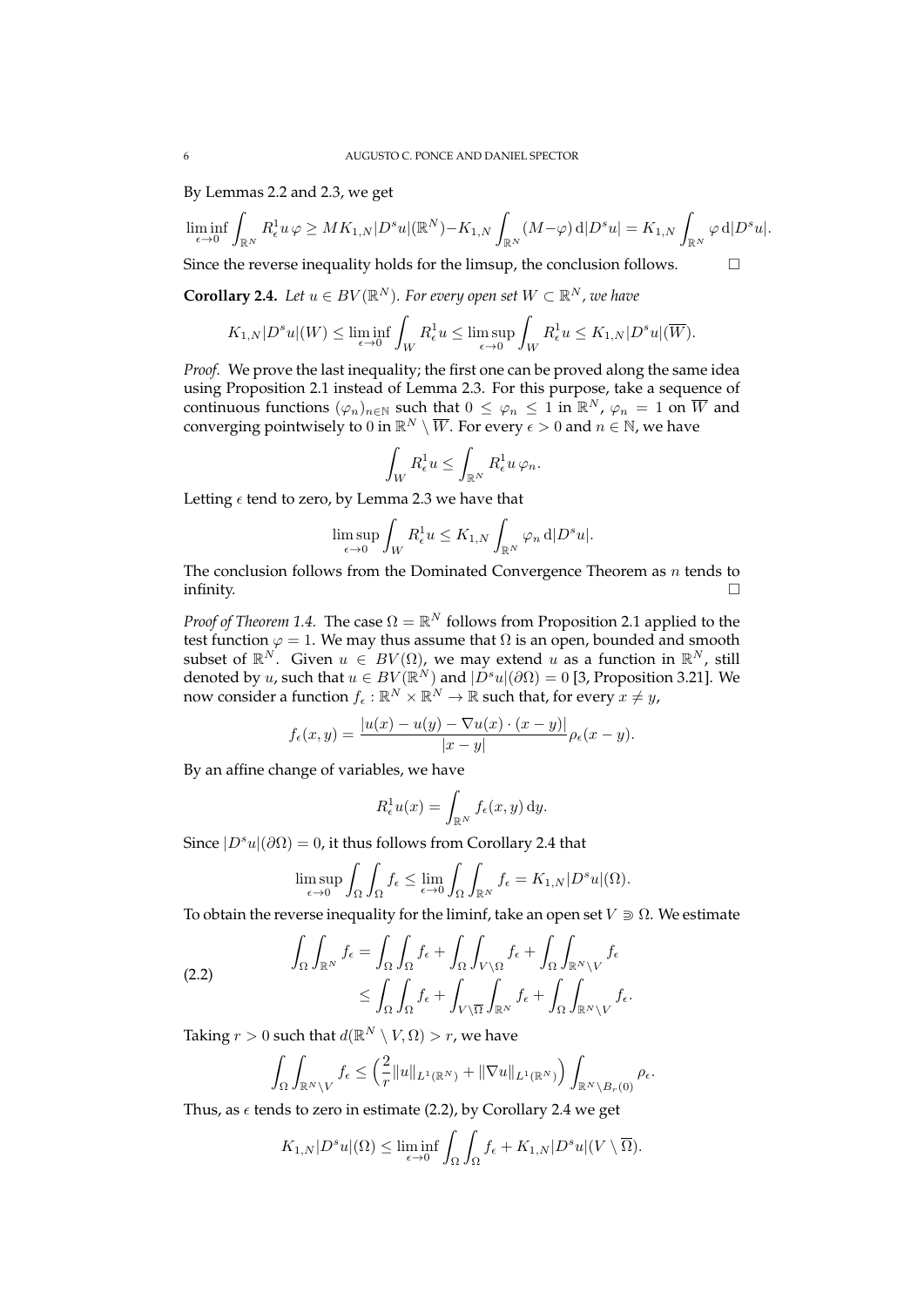By Lemmas 2.2 and 2.3, we get

$$\liminf_{\epsilon\to 0}\int_{\mathbb{R}^N} R^1_\epsilon u\,\varphi \geq MK_{1,N}|D^s u|(\mathbb{R}^N) - K_{1,N}\int_{\mathbb{R}^N}(M-\varphi)\,\mathrm{d}|D^s u| = K_{1,N}\int_{\mathbb{R}^N}\varphi\,\mathrm{d}|D^s u|.$$

Since the reverse inequality holds for the limsup, the conclusion follows. □

**Corollary 2.4.** *Let $u \in BV(\mathbb{R}^N)$. For every open set $W \subset \mathbb{R}^N$, we have*

$$K_{1,N}|D^s u|(W) \leq \liminf_{\epsilon\to 0}\int_W R^1_\epsilon u \leq \limsup_{\epsilon\to 0}\int_W R^1_\epsilon u \leq K_{1,N}|D^s u|(\overline{W}).$$

*Proof.* We prove the last inequality; the first one can be proved along the same idea using Proposition 2.1 instead of Lemma 2.3. For this purpose, take a sequence of continuous functions $(\varphi_n)_{n\in\mathbb{N}}$ such that $0 \leq \varphi_n \leq 1$ in $\mathbb{R}^N$, $\varphi_n = 1$ on $\overline{W}$ and converging pointwisely to $0$ in $\mathbb{R}^N \setminus \overline{W}$. For every $\epsilon > 0$ and $n \in \mathbb{N}$, we have

$$\int_W R^1_\epsilon u \leq \int_{\mathbb{R}^N} R^1_\epsilon u\,\varphi_n.$$

Letting $\epsilon$ tend to zero, by Lemma 2.3 we have that

$$\limsup_{\epsilon\to 0}\int_W R^1_\epsilon u \leq K_{1,N}\int_{\mathbb{R}^N}\varphi_n\,\mathrm{d}|D^s u|.$$

The conclusion follows from the Dominated Convergence Theorem as $n$ tends to infinity. □

*Proof of Theorem 1.4.* The case $\Omega = \mathbb{R}^N$ follows from Proposition 2.1 applied to the test function $\varphi = 1$. We may thus assume that $\Omega$ is an open, bounded and smooth subset of $\mathbb{R}^N$. Given $u \in BV(\Omega)$, we may extend $u$ as a function in $\mathbb{R}^N$, still denoted by $u$, such that $u \in BV(\mathbb{R}^N)$ and $|D^s u|(\partial\Omega) = 0$ [3, Proposition 3.21]. We now consider a function $f_\epsilon : \mathbb{R}^N \times \mathbb{R}^N \to \mathbb{R}$ such that, for every $x \neq y$,

$$f_\epsilon(x,y) = \frac{|u(x) - u(y) - \nabla u(x)\cdot(x-y)|}{|x-y|}\rho_\epsilon(x-y).$$

By an affine change of variables, we have

$$R^1_\epsilon u(x) = \int_{\mathbb{R}^N} f_\epsilon(x,y)\,\mathrm{d}y.$$

Since $|D^s u|(\partial\Omega) = 0$, it thus follows from Corollary 2.4 that

$$\limsup_{\epsilon\to 0}\int_\Omega\int_\Omega f_\epsilon \leq \lim_{\epsilon\to 0}\int_\Omega\int_{\mathbb{R}^N} f_\epsilon = K_{1,N}|D^s u|(\Omega).$$

To obtain the reverse inequality for the liminf, take an open set $V \Supset \Omega$. We estimate

$$\begin{aligned}\int_\Omega\int_{\mathbb{R}^N} f_\epsilon &= \int_\Omega\int_\Omega f_\epsilon + \int_\Omega\int_{V\setminus\Omega} f_\epsilon + \int_\Omega\int_{\mathbb{R}^N\setminus V} f_\epsilon \\ &\leq \int_\Omega\int_\Omega f_\epsilon + \int_{V\setminus\overline{\Omega}}\int_{\mathbb{R}^N} f_\epsilon + \int_\Omega\int_{\mathbb{R}^N\setminus V} f_\epsilon.\end{aligned} \tag{2.2}$$

Taking $r > 0$ such that $d(\mathbb{R}^N \setminus V, \Omega) > r$, we have

$$\int_\Omega\int_{\mathbb{R}^N\setminus V} f_\epsilon \leq \Big(\frac{2}{r}\|u\|_{L^1(\mathbb{R}^N)} + \|\nabla u\|_{L^1(\mathbb{R}^N)}\Big)\int_{\mathbb{R}^N\setminus B_r(0)}\rho_\epsilon.$$

Thus, as $\epsilon$ tends to zero in estimate (2.2), by Corollary 2.4 we get

$$K_{1,N}|D^s u|(\Omega) \leq \liminf_{\epsilon\to 0}\int_\Omega\int_\Omega f_\epsilon + K_{1,N}|D^s u|(V\setminus\overline{\Omega}).$$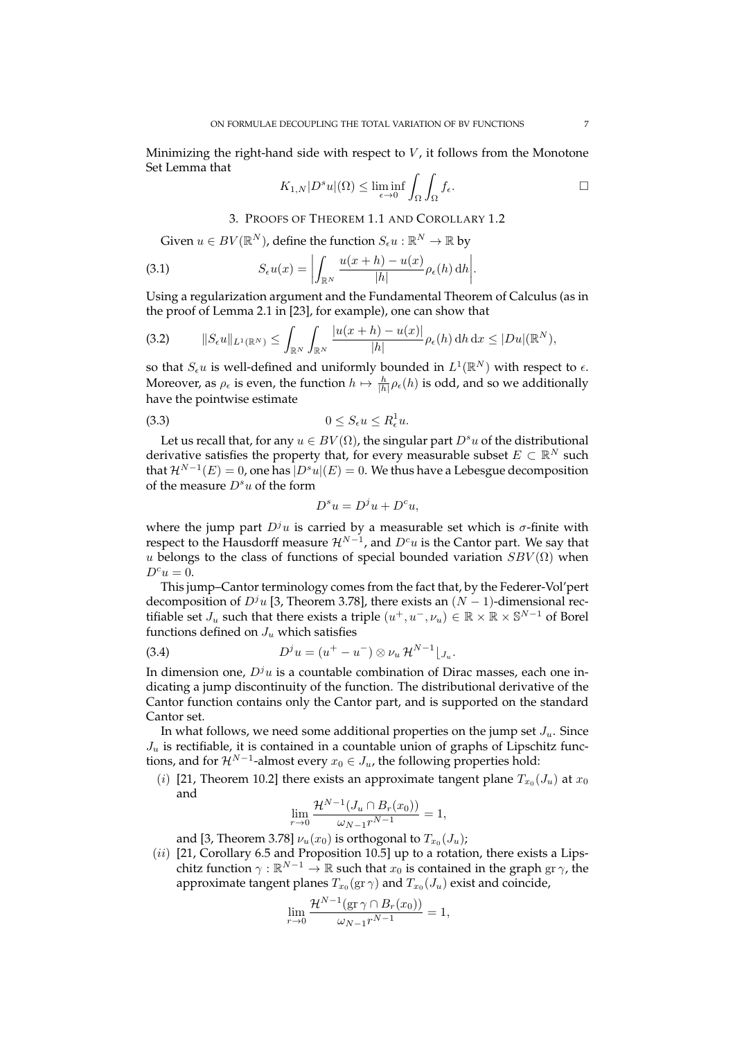Minimizing the right-hand side with respect to $V$, it follows from the Monotone Set Lemma that

$$K_{1,N}|D^s u|(\Omega) \leq \liminf_{\epsilon \to 0} \int_\Omega \int_\Omega f_\epsilon. \qquad \square$$

## 3. Proofs of Theorem 1.1 and Corollary 1.2

Given $u \in BV(\mathbb{R}^N)$, define the function $S_\epsilon u : \mathbb{R}^N \to \mathbb{R}$ by

$$S_\epsilon u(x) = \left| \int_{\mathbb{R}^N} \frac{u(x+h) - u(x)}{|h|} \rho_\epsilon(h)\, \mathrm{d}h \right|. \tag{3.1}$$

Using a regularization argument and the Fundamental Theorem of Calculus (as in the proof of Lemma 2.1 in [23], for example), one can show that

$$\|S_\epsilon u\|_{L^1(\mathbb{R}^N)} \leq \int_{\mathbb{R}^N} \int_{\mathbb{R}^N} \frac{|u(x+h) - u(x)|}{|h|} \rho_\epsilon(h)\, \mathrm{d}h\, \mathrm{d}x \leq |Du|(\mathbb{R}^N), \tag{3.2}$$

so that $S_\epsilon u$ is well-defined and uniformly bounded in $L^1(\mathbb{R}^N)$ with respect to $\epsilon$. Moreover, as $\rho_\epsilon$ is even, the function $h \mapsto \frac{h}{|h|}\rho_\epsilon(h)$ is odd, and so we additionally have the pointwise estimate

$$0 \leq S_\epsilon u \leq R^1_\epsilon u. \tag{3.3}$$

Let us recall that, for any $u \in BV(\Omega)$, the singular part $D^s u$ of the distributional derivative satisfies the property that, for every measurable subset $E \subset \mathbb{R}^N$ such that $\mathcal{H}^{N-1}(E) = 0$, one has $|D^s u|(E) = 0$. We thus have a Lebesgue decomposition of the measure $D^s u$ of the form

$$D^s u = D^j u + D^c u,$$

where the jump part $D^j u$ is carried by a measurable set which is $\sigma$-finite with respect to the Hausdorff measure $\mathcal{H}^{N-1}$, and $D^c u$ is the Cantor part. We say that $u$ belongs to the class of functions of special bounded variation $SBV(\Omega)$ when $D^c u = 0$.

This jump–Cantor terminology comes from the fact that, by the Federer-Vol'pert decomposition of $D^j u$ [3, Theorem 3.78], there exists an $(N-1)$-dimensional rectifiable set $J_u$ such that there exists a triple $(u^+, u^-, \nu_u) \in \mathbb{R} \times \mathbb{R} \times \mathbb{S}^{N-1}$ of Borel functions defined on $J_u$ which satisfies

$$D^j u = (u^+ - u^-) \otimes \nu_u \, \mathcal{H}^{N-1}\lfloor_{J_u}. \tag{3.4}$$

In dimension one, $D^j u$ is a countable combination of Dirac masses, each one indicating a jump discontinuity of the function. The distributional derivative of the Cantor function contains only the Cantor part, and is supported on the standard Cantor set.

In what follows, we need some additional properties on the jump set $J_u$. Since $J_u$ is rectifiable, it is contained in a countable union of graphs of Lipschitz functions, and for $\mathcal{H}^{N-1}$-almost every $x_0 \in J_u$, the following properties hold:

(i) [21, Theorem 10.2] there exists an approximate tangent plane $T_{x_0}(J_u)$ at $x_0$ and
$$\lim_{r \to 0} \frac{\mathcal{H}^{N-1}(J_u \cap B_r(x_0))}{\omega_{N-1} r^{N-1}} = 1,$$
and [3, Theorem 3.78] $\nu_u(x_0)$ is orthogonal to $T_{x_0}(J_u)$;

(ii) [21, Corollary 6.5 and Proposition 10.5] up to a rotation, there exists a Lipschitz function $\gamma : \mathbb{R}^{N-1} \to \mathbb{R}$ such that $x_0$ is contained in the graph $\operatorname{gr}\gamma$, the approximate tangent planes $T_{x_0}(\operatorname{gr}\gamma)$ and $T_{x_0}(J_u)$ exist and coincide,
$$\lim_{r \to 0} \frac{\mathcal{H}^{N-1}(\operatorname{gr}\gamma \cap B_r(x_0))}{\omega_{N-1} r^{N-1}} = 1,$$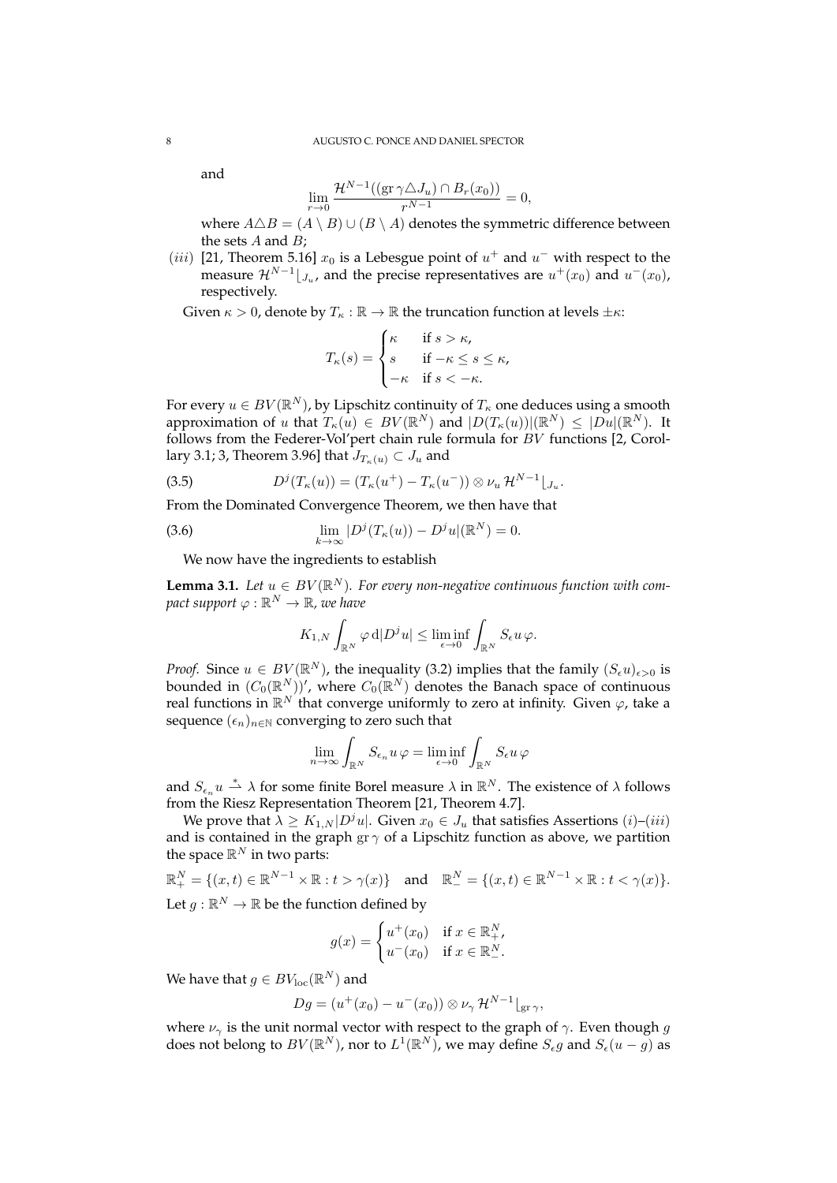and

$$\lim_{r\to 0} \frac{\mathcal{H}^{N-1}((\operatorname{gr}\gamma \triangle J_u)\cap B_r(x_0))}{r^{N-1}} = 0,$$

where $A\triangle B = (A\setminus B)\cup(B\setminus A)$ denotes the symmetric difference between the sets $A$ and $B$;

$(iii)$ [21, Theorem 5.16] $x_0$ is a Lebesgue point of $u^+$ and $u^-$ with respect to the measure $\mathcal{H}^{N-1}\lfloor_{J_u}$, and the precise representatives are $u^+(x_0)$ and $u^-(x_0)$, respectively.

Given $\kappa > 0$, denote by $T_\kappa : \mathbb{R} \to \mathbb{R}$ the truncation function at levels $\pm\kappa$:

$$T_\kappa(s) = \begin{cases} \kappa & \text{if } s > \kappa, \\ s & \text{if } -\kappa \le s \le \kappa, \\ -\kappa & \text{if } s < -\kappa. \end{cases}$$

For every $u \in BV(\mathbb{R}^N)$, by Lipschitz continuity of $T_\kappa$ one deduces using a smooth approximation of $u$ that $T_\kappa(u) \in BV(\mathbb{R}^N)$ and $|D(T_\kappa(u))|(\mathbb{R}^N) \le |Du|(\mathbb{R}^N)$. It follows from the Federer-Vol'pert chain rule formula for $BV$ functions [2, Corollary 3.1; 3, Theorem 3.96] that $J_{T_\kappa(u)} \subset J_u$ and

$$D^j(T_\kappa(u)) = (T_\kappa(u^+) - T_\kappa(u^-)) \otimes \nu_u \, \mathcal{H}^{N-1}\lfloor_{J_u}. \tag{3.5}$$

From the Dominated Convergence Theorem, we then have that

$$\lim_{k\to\infty} |D^j(T_\kappa(u)) - D^j u|(\mathbb{R}^N) = 0. \tag{3.6}$$

We now have the ingredients to establish

**Lemma 3.1.** *Let $u \in BV(\mathbb{R}^N)$. For every non-negative continuous function with compact support $\varphi : \mathbb{R}^N \to \mathbb{R}$, we have*

$$K_{1,N} \int_{\mathbb{R}^N} \varphi \, \mathrm{d}|D^j u| \le \liminf_{\epsilon\to 0} \int_{\mathbb{R}^N} S_\epsilon u \, \varphi.$$

*Proof.* Since $u \in BV(\mathbb{R}^N)$, the inequality (3.2) implies that the family $(S_\epsilon u)_{\epsilon>0}$ is bounded in $(C_0(\mathbb{R}^N))'$, where $C_0(\mathbb{R}^N)$ denotes the Banach space of continuous real functions in $\mathbb{R}^N$ that converge uniformly to zero at infinity. Given $\varphi$, take a sequence $(\epsilon_n)_{n\in\mathbb{N}}$ converging to zero such that

$$\lim_{n\to\infty} \int_{\mathbb{R}^N} S_{\epsilon_n} u \, \varphi = \liminf_{\epsilon\to 0} \int_{\mathbb{R}^N} S_\epsilon u \, \varphi$$

and $S_{\epsilon_n} u \overset{*}{\rightharpoonup} \lambda$ for some finite Borel measure $\lambda$ in $\mathbb{R}^N$. The existence of $\lambda$ follows from the Riesz Representation Theorem [21, Theorem 4.7].

We prove that $\lambda \ge K_{1,N}|D^j u|$. Given $x_0 \in J_u$ that satisfies Assertions $(i)$–$(iii)$ and is contained in the graph $\operatorname{gr}\gamma$ of a Lipschitz function as above, we partition the space $\mathbb{R}^N$ in two parts:

$$\mathbb{R}^N_+ = \{(x,t) \in \mathbb{R}^{N-1}\times\mathbb{R} : t > \gamma(x)\} \quad \text{and} \quad \mathbb{R}^N_- = \{(x,t) \in \mathbb{R}^{N-1}\times\mathbb{R} : t < \gamma(x)\}.$$

Let $g : \mathbb{R}^N \to \mathbb{R}$ be the function defined by

$$g(x) = \begin{cases} u^+(x_0) & \text{if } x \in \mathbb{R}^N_+, \\ u^-(x_0) & \text{if } x \in \mathbb{R}^N_-. \end{cases}$$

We have that $g \in BV_{\mathrm{loc}}(\mathbb{R}^N)$ and

$$Dg = (u^+(x_0) - u^-(x_0)) \otimes \nu_\gamma \, \mathcal{H}^{N-1}\lfloor_{\operatorname{gr}\gamma},$$

where $\nu_\gamma$ is the unit normal vector with respect to the graph of $\gamma$. Even though $g$ does not belong to $BV(\mathbb{R}^N)$, nor to $L^1(\mathbb{R}^N)$, we may define $S_\epsilon g$ and $S_\epsilon(u-g)$ as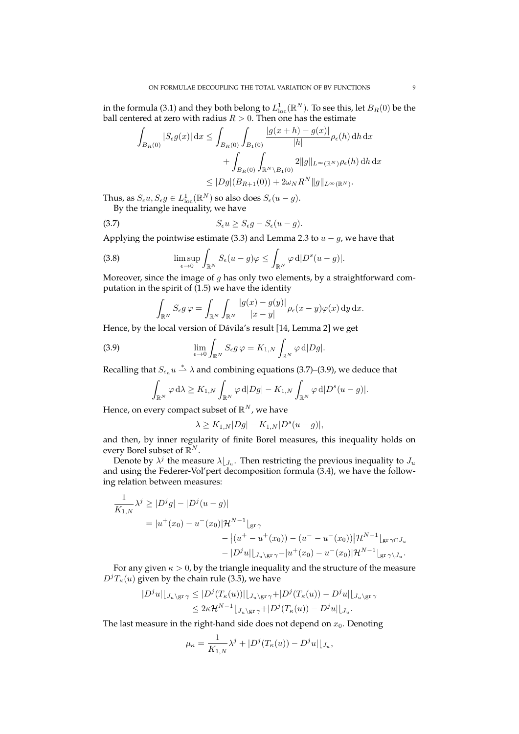in the formula (3.1) and they both belong to $L^1_{\rm loc}(\mathbb{R}^N)$. To see this, let $B_R(0)$ be the ball centered at zero with radius $R > 0$. Then one has the estimate

$$
\begin{aligned}
\int_{B_R(0)} |S_\epsilon g(x)|\,\mathrm{d}x &\le \int_{B_R(0)} \int_{B_1(0)} \frac{|g(x+h)-g(x)|}{|h|}\rho_\epsilon(h)\,\mathrm{d}h\,\mathrm{d}x \\
&\quad + \int_{B_R(0)} \int_{\mathbb{R}^N\setminus B_1(0)} 2\|g\|_{L^\infty(\mathbb{R}^N)}\rho_\epsilon(h)\,\mathrm{d}h\,\mathrm{d}x \\
&\le |Dg|(B_{R+1}(0)) + 2\omega_N R^N \|g\|_{L^\infty(\mathbb{R}^N)}.
\end{aligned}
$$

Thus, as $S_\epsilon u, S_\epsilon g \in L^1_{\rm loc}(\mathbb{R}^N)$ so also does $S_\epsilon(u-g)$.

By the triangle inequality, we have

$$
S_\epsilon u \ge S_\epsilon g - S_\epsilon(u-g). \tag{3.7}
$$

Applying the pointwise estimate (3.3) and Lemma 2.3 to $u-g$, we have that

$$
\limsup_{\epsilon\to 0} \int_{\mathbb{R}^N} S_\epsilon(u-g)\varphi \le \int_{\mathbb{R}^N} \varphi\,\mathrm{d}|D^s(u-g)|. \tag{3.8}
$$

Moreover, since the image of $g$ has only two elements, by a straightforward computation in the spirit of (1.5) we have the identity

$$
\int_{\mathbb{R}^N} S_\epsilon g\,\varphi = \int_{\mathbb{R}^N}\int_{\mathbb{R}^N} \frac{|g(x)-g(y)|}{|x-y|}\rho_\epsilon(x-y)\varphi(x)\,\mathrm{d}y\,\mathrm{d}x.
$$

Hence, by the local version of Dávila's result [14, Lemma 2] we get

$$
\lim_{\epsilon\to 0}\int_{\mathbb{R}^N} S_\epsilon g\,\varphi = K_{1,N}\int_{\mathbb{R}^N}\varphi\,\mathrm{d}|Dg|. \tag{3.9}
$$

Recalling that $S_{\epsilon_n} u \overset{*}{\rightharpoonup} \lambda$ and combining equations (3.7)–(3.9), we deduce that

$$
\int_{\mathbb{R}^N}\varphi\,\mathrm{d}\lambda \ge K_{1,N}\int_{\mathbb{R}^N}\varphi\,\mathrm{d}|Dg| - K_{1,N}\int_{\mathbb{R}^N}\varphi\,\mathrm{d}|D^s(u-g)|.
$$

Hence, on every compact subset of $\mathbb{R}^N$, we have

$$
\lambda \ge K_{1,N}|Dg| - K_{1,N}|D^s(u-g)|,
$$

and then, by inner regularity of finite Borel measures, this inequality holds on every Borel subset of $\mathbb{R}^N$.

Denote by $\lambda^j$ the measure $\lambda\lfloor_{J_u}$. Then restricting the previous inequality to $J_u$ and using the Federer-Vol'pert decomposition formula (3.4), we have the following relation between measures:

$$
\begin{aligned}
\frac{1}{K_{1,N}}\lambda^j &\ge |D^j g| - |D^j(u-g)| \\
&= |u^+(x_0)-u^-(x_0)|\mathcal{H}^{N-1}\lfloor_{\mathrm{gr}\,\gamma} \\
&\qquad - \left|(u^+-u^+(x_0)) - (u^- - u^-(x_0))\right|\mathcal{H}^{N-1}\lfloor_{\mathrm{gr}\,\gamma\cap J_u} \\
&\qquad - |D^j u|\lfloor_{J_u\setminus \mathrm{gr}\,\gamma} - |u^+(x_0)-u^-(x_0)|\mathcal{H}^{N-1}\lfloor_{\mathrm{gr}\,\gamma\setminus J_u}.
\end{aligned}
$$

For any given $\kappa > 0$, by the triangle inequality and the structure of the measure $D^j T_\kappa(u)$ given by the chain rule (3.5), we have

$$
\begin{aligned}
|D^j u|\lfloor_{J_u\setminus\mathrm{gr}\,\gamma} &\le |D^j(T_\kappa(u))|\lfloor_{J_u\setminus\mathrm{gr}\,\gamma} + |D^j(T_\kappa(u)) - D^j u|\lfloor_{J_u\setminus\mathrm{gr}\,\gamma} \\
&\le 2\kappa\mathcal{H}^{N-1}\lfloor_{J_u\setminus\mathrm{gr}\,\gamma} + |D^j(T_\kappa(u)) - D^j u|\lfloor_{J_u}.
\end{aligned}
$$

The last measure in the right-hand side does not depend on $x_0$. Denoting

$$
\mu_\kappa = \frac{1}{K_{1,N}}\lambda^j + |D^j(T_\kappa(u)) - D^j u|\lfloor_{J_u},
$$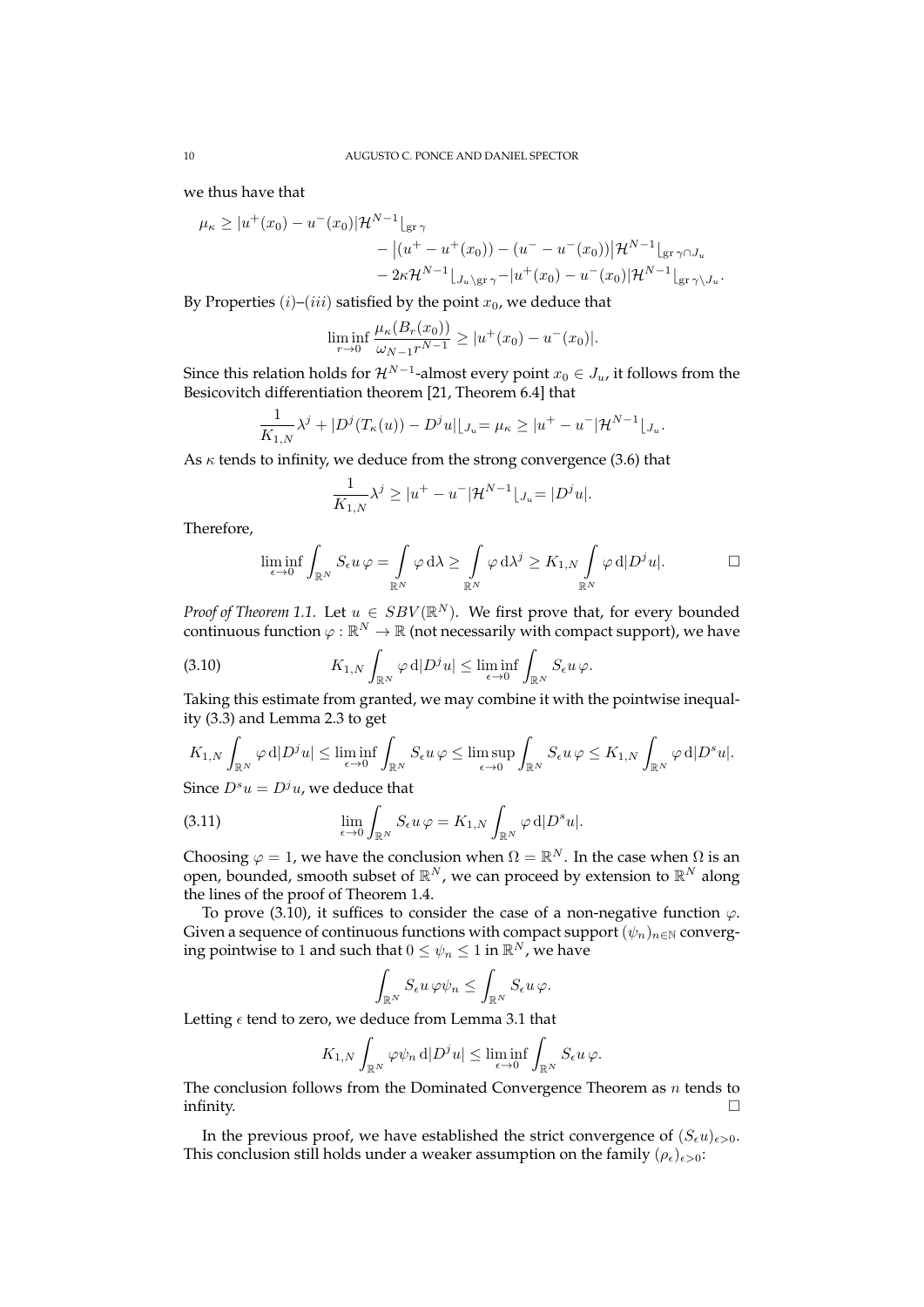we thus have that

$$\mu_\kappa \geq |u^+(x_0) - u^-(x_0)|\mathcal{H}^{N-1}\lfloor_{\operatorname{gr}\gamma} - \big|(u^+ - u^+(x_0)) - (u^- - u^-(x_0))\big|\mathcal{H}^{N-1}\lfloor_{\operatorname{gr}\gamma\cap J_u} - 2\kappa\mathcal{H}^{N-1}\lfloor_{J_u\setminus\operatorname{gr}\gamma} - |u^+(x_0) - u^-(x_0)|\mathcal{H}^{N-1}\lfloor_{\operatorname{gr}\gamma\setminus J_u}.$$

By Properties $(i)$–$(iii)$ satisfied by the point $x_0$, we deduce that

$$\liminf_{r\to 0} \frac{\mu_\kappa(B_r(x_0))}{\omega_{N-1}r^{N-1}} \geq |u^+(x_0) - u^-(x_0)|.$$

Since this relation holds for $\mathcal{H}^{N-1}$-almost every point $x_0 \in J_u$, it follows from the Besicovitch differentiation theorem [21, Theorem 6.4] that

$$\frac{1}{K_{1,N}}\lambda^j + |D^j(T_\kappa(u)) - D^j u|\lfloor_{J_u} = \mu_\kappa \geq |u^+ - u^-|\mathcal{H}^{N-1}\lfloor_{J_u}.$$

As $\kappa$ tends to infinity, we deduce from the strong convergence (3.6) that

$$\frac{1}{K_{1,N}}\lambda^j \geq |u^+ - u^-|\mathcal{H}^{N-1}\lfloor_{J_u} = |D^j u|.$$

Therefore,

$$\liminf_{\epsilon\to 0}\int_{\mathbb{R}^N} S_\epsilon u\,\varphi = \int_{\mathbb{R}^N}\varphi\,\mathrm{d}\lambda \geq \int_{\mathbb{R}^N}\varphi\,\mathrm{d}\lambda^j \geq K_{1,N}\int_{\mathbb{R}^N}\varphi\,\mathrm{d}|D^j u|. \qquad \square$$

*Proof of Theorem 1.1.* Let $u \in SBV(\mathbb{R}^N)$. We first prove that, for every bounded continuous function $\varphi : \mathbb{R}^N \to \mathbb{R}$ (not necessarily with compact support), we have

$$K_{1,N}\int_{\mathbb{R}^N}\varphi\,\mathrm{d}|D^j u| \leq \liminf_{\epsilon\to 0}\int_{\mathbb{R}^N} S_\epsilon u\,\varphi. \tag{3.10}$$

Taking this estimate from granted, we may combine it with the pointwise inequality (3.3) and Lemma 2.3 to get

$$K_{1,N}\int_{\mathbb{R}^N}\varphi\,\mathrm{d}|D^j u| \leq \liminf_{\epsilon\to 0}\int_{\mathbb{R}^N} S_\epsilon u\,\varphi \leq \limsup_{\epsilon\to 0}\int_{\mathbb{R}^N} S_\epsilon u\,\varphi \leq K_{1,N}\int_{\mathbb{R}^N}\varphi\,\mathrm{d}|D^s u|.$$

Since $D^s u = D^j u$, we deduce that

$$\lim_{\epsilon\to 0}\int_{\mathbb{R}^N} S_\epsilon u\,\varphi = K_{1,N}\int_{\mathbb{R}^N}\varphi\,\mathrm{d}|D^s u|. \tag{3.11}$$

Choosing $\varphi = 1$, we have the conclusion when $\Omega = \mathbb{R}^N$. In the case when $\Omega$ is an open, bounded, smooth subset of $\mathbb{R}^N$, we can proceed by extension to $\mathbb{R}^N$ along the lines of the proof of Theorem 1.4.

To prove (3.10), it suffices to consider the case of a non-negative function $\varphi$. Given a sequence of continuous functions with compact support $(\psi_n)_{n\in\mathbb{N}}$ converging pointwise to 1 and such that $0 \leq \psi_n \leq 1$ in $\mathbb{R}^N$, we have

$$\int_{\mathbb{R}^N} S_\epsilon u\,\varphi\psi_n \leq \int_{\mathbb{R}^N} S_\epsilon u\,\varphi.$$

Letting $\epsilon$ tend to zero, we deduce from Lemma 3.1 that

$$K_{1,N}\int_{\mathbb{R}^N}\varphi\psi_n\,\mathrm{d}|D^j u| \leq \liminf_{\epsilon\to 0}\int_{\mathbb{R}^N} S_\epsilon u\,\varphi.$$

The conclusion follows from the Dominated Convergence Theorem as $n$ tends to infinity. $\square$

In the previous proof, we have established the strict convergence of $(S_\epsilon u)_{\epsilon>0}$. This conclusion still holds under a weaker assumption on the family $(\rho_\epsilon)_{\epsilon>0}$: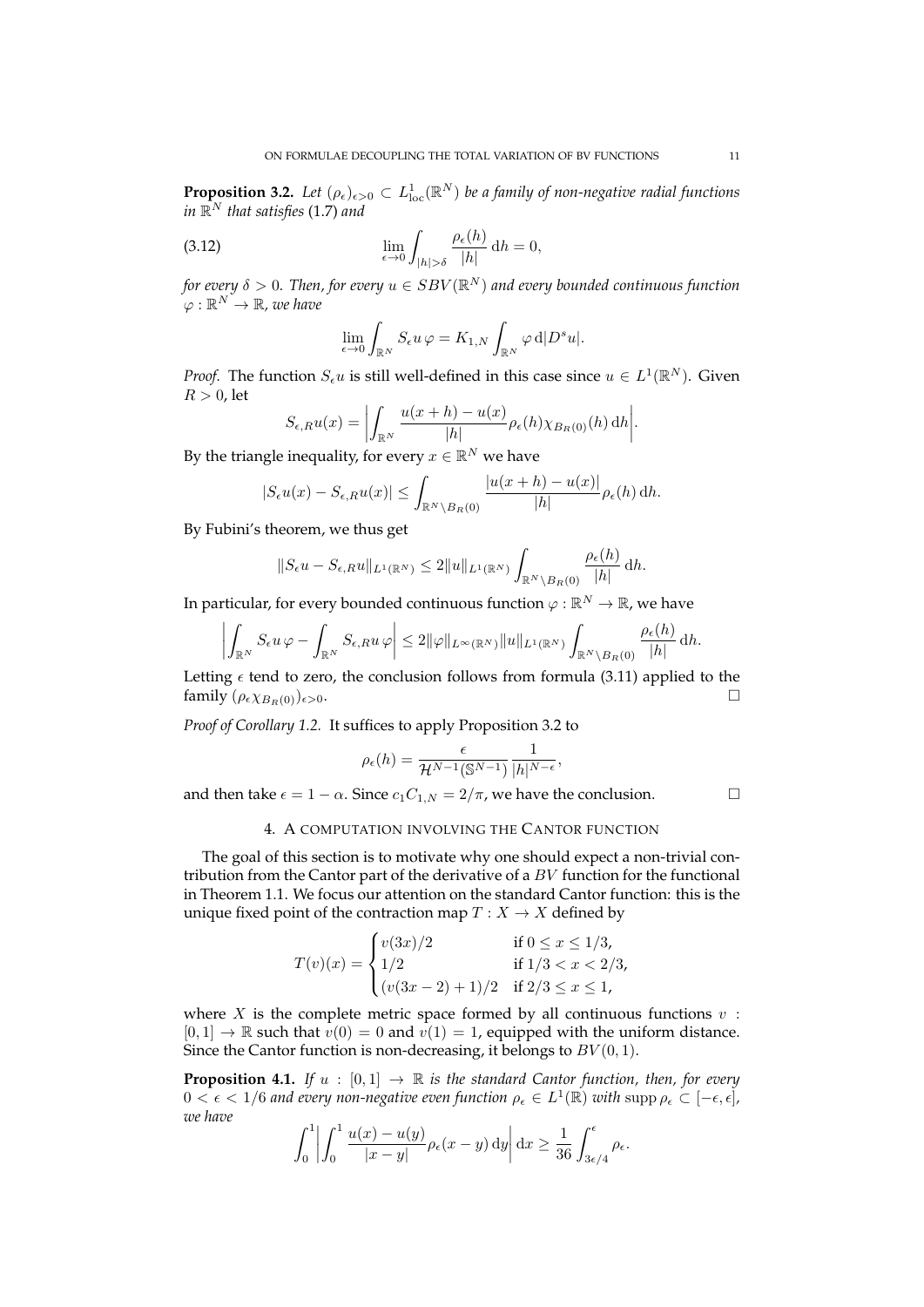**Proposition 3.2.** *Let $(\rho_\epsilon)_{\epsilon>0} \subset L^1_{\mathrm{loc}}(\mathbb{R}^N)$ be a family of non-negative radial functions in $\mathbb{R}^N$ that satisfies* (1.7) *and*

$$\lim_{\epsilon\to 0}\int_{|h|>\delta} \frac{\rho_\epsilon(h)}{|h|}\,\mathrm{d}h = 0, \tag{3.12}$$

*for every $\delta > 0$. Then, for every $u \in SBV(\mathbb{R}^N)$ and every bounded continuous function $\varphi : \mathbb{R}^N \to \mathbb{R}$, we have*

$$\lim_{\epsilon\to 0}\int_{\mathbb{R}^N} S_\epsilon u\,\varphi = K_{1,N}\int_{\mathbb{R}^N} \varphi\,\mathrm{d}|D^s u|.$$

*Proof.* The function $S_\epsilon u$ is still well-defined in this case since $u \in L^1(\mathbb{R}^N)$. Given $R > 0$, let

$$S_{\epsilon,R}u(x) = \left|\int_{\mathbb{R}^N} \frac{u(x+h)-u(x)}{|h|}\rho_\epsilon(h)\chi_{B_R(0)}(h)\,\mathrm{d}h\right|.$$

By the triangle inequality, for every $x \in \mathbb{R}^N$ we have

$$|S_\epsilon u(x) - S_{\epsilon,R}u(x)| \le \int_{\mathbb{R}^N\setminus B_R(0)} \frac{|u(x+h)-u(x)|}{|h|}\rho_\epsilon(h)\,\mathrm{d}h.$$

By Fubini's theorem, we thus get

$$\|S_\epsilon u - S_{\epsilon,R}u\|_{L^1(\mathbb{R}^N)} \le 2\|u\|_{L^1(\mathbb{R}^N)}\int_{\mathbb{R}^N\setminus B_R(0)} \frac{\rho_\epsilon(h)}{|h|}\,\mathrm{d}h.$$

In particular, for every bounded continuous function $\varphi : \mathbb{R}^N \to \mathbb{R}$, we have

$$\left|\int_{\mathbb{R}^N} S_\epsilon u\,\varphi - \int_{\mathbb{R}^N} S_{\epsilon,R}u\,\varphi\right| \le 2\|\varphi\|_{L^\infty(\mathbb{R}^N)}\|u\|_{L^1(\mathbb{R}^N)}\int_{\mathbb{R}^N\setminus B_R(0)} \frac{\rho_\epsilon(h)}{|h|}\,\mathrm{d}h.$$

Letting $\epsilon$ tend to zero, the conclusion follows from formula (3.11) applied to the family $(\rho_\epsilon\chi_{B_R(0)})_{\epsilon>0}$. □

*Proof of Corollary 1.2.* It suffices to apply Proposition 3.2 to

$$\rho_\epsilon(h) = \frac{\epsilon}{\mathcal{H}^{N-1}(\mathbb{S}^{N-1})}\frac{1}{|h|^{N-\epsilon}},$$

and then take $\epsilon = 1-\alpha$. Since $c_1 C_{1,N} = 2/\pi$, we have the conclusion. □

## 4. A computation involving the Cantor function

The goal of this section is to motivate why one should expect a non-trivial contribution from the Cantor part of the derivative of a $BV$ function for the functional in Theorem 1.1. We focus our attention on the standard Cantor function: this is the unique fixed point of the contraction map $T : X \to X$ defined by

$$T(v)(x) = \begin{cases} v(3x)/2 & \text{if } 0 \le x \le 1/3,\\ 1/2 & \text{if } 1/3 < x < 2/3,\\ (v(3x-2)+1)/2 & \text{if } 2/3 \le x \le 1,\end{cases}$$

where $X$ is the complete metric space formed by all continuous functions $v : [0,1] \to \mathbb{R}$ such that $v(0) = 0$ and $v(1) = 1$, equipped with the uniform distance. Since the Cantor function is non-decreasing, it belongs to $BV(0,1)$.

**Proposition 4.1.** *If $u : [0,1] \to \mathbb{R}$ is the standard Cantor function, then, for every $0 < \epsilon < 1/6$ and every non-negative even function $\rho_\epsilon \in L^1(\mathbb{R})$ with $\operatorname{supp}\rho_\epsilon \subset [-\epsilon,\epsilon]$, we have*

$$\int_0^1\left|\int_0^1 \frac{u(x)-u(y)}{|x-y|}\rho_\epsilon(x-y)\,\mathrm{d}y\right|\mathrm{d}x \ge \frac{1}{36}\int_{3\epsilon/4}^{\epsilon}\rho_\epsilon.$$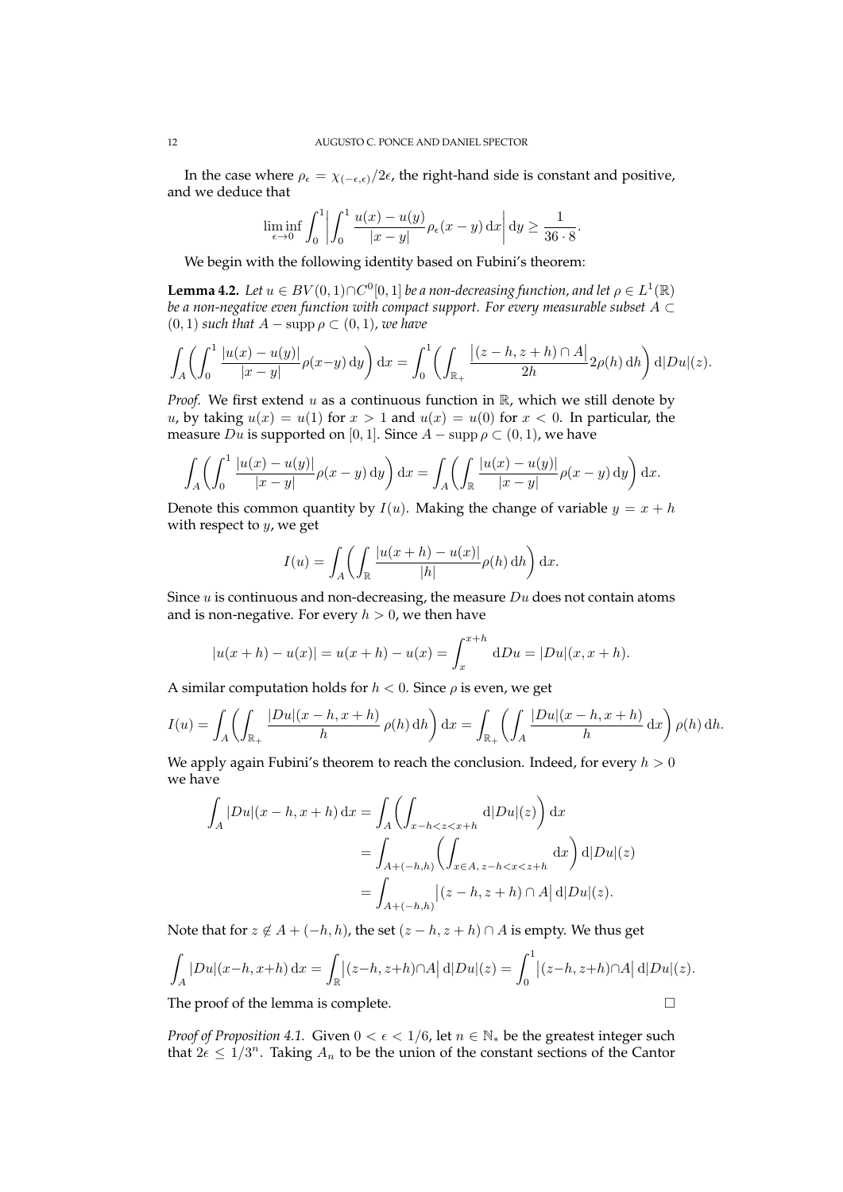In the case where $\rho_\epsilon = \chi_{(-\epsilon,\epsilon)}/2\epsilon$, the right-hand side is constant and positive, and we deduce that

$$\liminf_{\epsilon\to 0} \int_0^1 \left| \int_0^1 \frac{u(x)-u(y)}{|x-y|}\rho_\epsilon(x-y)\,\mathrm{d}x \right| \mathrm{d}y \geq \frac{1}{36\cdot 8}.$$

We begin with the following identity based on Fubini's theorem:

**Lemma 4.2.** *Let $u \in BV(0,1)\cap C^0[0,1]$ be a non-decreasing function, and let $\rho \in L^1(\mathbb{R})$ be a non-negative even function with compact support. For every measurable subset $A \subset (0,1)$ such that $A - \operatorname{supp}\rho \subset (0,1)$, we have*

$$\int_A \left( \int_0^1 \frac{|u(x)-u(y)|}{|x-y|}\rho(x-y)\,\mathrm{d}y \right) \mathrm{d}x = \int_0^1 \left( \int_{\mathbb{R}_+} \frac{\big|(z-h,z+h)\cap A\big|}{2h} 2\rho(h)\,\mathrm{d}h \right) \mathrm{d}|Du|(z).$$

*Proof.* We first extend $u$ as a continuous function in $\mathbb{R}$, which we still denote by $u$, by taking $u(x) = u(1)$ for $x > 1$ and $u(x) = u(0)$ for $x < 0$. In particular, the measure $Du$ is supported on $[0,1]$. Since $A - \operatorname{supp}\rho \subset (0,1)$, we have

$$\int_A \left( \int_0^1 \frac{|u(x)-u(y)|}{|x-y|}\rho(x-y)\,\mathrm{d}y \right) \mathrm{d}x = \int_A \left( \int_{\mathbb{R}} \frac{|u(x)-u(y)|}{|x-y|}\rho(x-y)\,\mathrm{d}y \right) \mathrm{d}x.$$

Denote this common quantity by $I(u)$. Making the change of variable $y = x+h$ with respect to $y$, we get

$$I(u) = \int_A \left( \int_{\mathbb{R}} \frac{|u(x+h)-u(x)|}{|h|}\rho(h)\,\mathrm{d}h \right) \mathrm{d}x.$$

Since $u$ is continuous and non-decreasing, the measure $Du$ does not contain atoms and is non-negative. For every $h > 0$, we then have

$$|u(x+h)-u(x)| = u(x+h)-u(x) = \int_x^{x+h} \mathrm{d}Du = |Du|(x,x+h).$$

A similar computation holds for $h < 0$. Since $\rho$ is even, we get

$$I(u) = \int_A \left( \int_{\mathbb{R}_+} \frac{|Du|(x-h,x+h)}{h}\,\rho(h)\,\mathrm{d}h \right) \mathrm{d}x = \int_{\mathbb{R}_+} \left( \int_A \frac{|Du|(x-h,x+h)}{h}\,\mathrm{d}x \right) \rho(h)\,\mathrm{d}h.$$

We apply again Fubini's theorem to reach the conclusion. Indeed, for every $h > 0$ we have

$$\begin{aligned}
\int_A |Du|(x-h,x+h)\,\mathrm{d}x &= \int_A \left( \int_{x-h<z<x+h} \mathrm{d}|Du|(z) \right) \mathrm{d}x \\
&= \int_{A+(-h,h)} \left( \int_{x\in A,\, z-h<x<z+h} \mathrm{d}x \right) \mathrm{d}|Du|(z) \\
&= \int_{A+(-h,h)} \big|(z-h,z+h)\cap A\big|\,\mathrm{d}|Du|(z).
\end{aligned}$$

Note that for $z \notin A + (-h,h)$, the set $(z-h,z+h)\cap A$ is empty. We thus get

$$\int_A |Du|(x-h,x+h)\,\mathrm{d}x = \int_{\mathbb{R}} \big|(z-h,z+h)\cap A\big|\,\mathrm{d}|Du|(z) = \int_0^1 \big|(z-h,z+h)\cap A\big|\,\mathrm{d}|Du|(z).$$

The proof of the lemma is complete. □

*Proof of Proposition 4.1.* Given $0 < \epsilon < 1/6$, let $n \in \mathbb{N}_*$ be the greatest integer such that $2\epsilon \leq 1/3^n$. Taking $A_n$ to be the union of the constant sections of the Cantor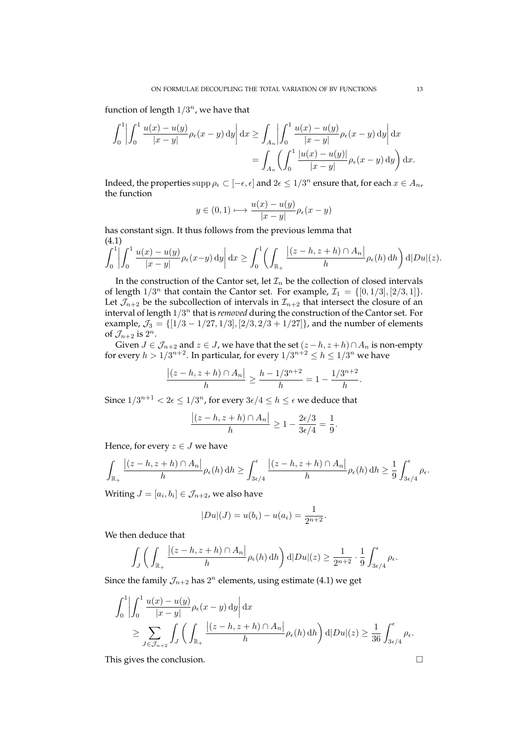function of length $1/3^n$, we have that

$$\int_0^1 \left| \int_0^1 \frac{u(x)-u(y)}{|x-y|} \rho_\epsilon(x-y)\, \mathrm{d}y \right| \mathrm{d}x \geq \int_{A_n} \left| \int_0^1 \frac{u(x)-u(y)}{|x-y|} \rho_\epsilon(x-y)\, \mathrm{d}y \right| \mathrm{d}x$$
$$= \int_{A_n} \left( \int_0^1 \frac{|u(x)-u(y)|}{|x-y|} \rho_\epsilon(x-y)\, \mathrm{d}y \right) \mathrm{d}x.$$

Indeed, the properties $\operatorname{supp} \rho_\epsilon \subset [-\epsilon, \epsilon]$ and $2\epsilon \leq 1/3^n$ ensure that, for each $x \in A_n$, the function

$$y \in (0,1) \longmapsto \frac{u(x)-u(y)}{|x-y|} \rho_\epsilon(x-y)$$

has constant sign. It thus follows from the previous lemma that

$$\int_0^1 \left| \int_0^1 \frac{u(x)-u(y)}{|x-y|} \rho_\epsilon(x-y)\, \mathrm{d}y \right| \mathrm{d}x \geq \int_0^1 \left( \int_{\mathbb{R}_+} \frac{\left|(z-h, z+h) \cap A_n\right|}{h} \rho_\epsilon(h)\, \mathrm{d}h \right) \mathrm{d}|Du|(z). \tag{4.1}$$

In the construction of the Cantor set, let $\mathcal{I}_n$ be the collection of closed intervals of length $1/3^n$ that contain the Cantor set. For example, $\mathcal{I}_1 = \{[0, 1/3], [2/3, 1]\}$. Let $\mathcal{J}_{n+2}$ be the subcollection of intervals in $\mathcal{I}_{n+2}$ that intersect the closure of an interval of length $1/3^n$ that is *removed* during the construction of the Cantor set. For example, $\mathcal{J}_3 = \{[1/3 - 1/27, 1/3], [2/3, 2/3 + 1/27]\}$, and the number of elements of $\mathcal{J}_{n+2}$ is $2^n$.

Given $J \in \mathcal{J}_{n+2}$ and $z \in J$, we have that the set $(z-h, z+h) \cap A_n$ is non-empty for every $h > 1/3^{n+2}$. In particular, for every $1/3^{n+2} \leq h \leq 1/3^n$ we have

$$\frac{\left|(z-h, z+h) \cap A_n\right|}{h} \geq \frac{h - 1/3^{n+2}}{h} = 1 - \frac{1/3^{n+2}}{h}.$$

Since $1/3^{n+1} < 2\epsilon \leq 1/3^n$, for every $3\epsilon/4 \leq h \leq \epsilon$ we deduce that

$$\frac{\left|(z-h, z+h) \cap A_n\right|}{h} \geq 1 - \frac{2\epsilon/3}{3\epsilon/4} = \frac{1}{9}.$$

Hence, for every $z \in J$ we have

$$\int_{\mathbb{R}_+} \frac{\left|(z-h, z+h) \cap A_n\right|}{h} \rho_\epsilon(h)\, \mathrm{d}h \geq \int_{3\epsilon/4}^{\epsilon} \frac{\left|(z-h, z+h) \cap A_n\right|}{h} \rho_\epsilon(h)\, \mathrm{d}h \geq \frac{1}{9} \int_{3\epsilon/4}^{\epsilon} \rho_\epsilon.$$

Writing $J = [a_i, b_i] \in \mathcal{J}_{n+2}$, we also have

$$|Du|(J) = u(b_i) - u(a_i) = \frac{1}{2^{n+2}}.$$

We then deduce that

$$\int_J \left( \int_{\mathbb{R}_+} \frac{\left|(z-h, z+h) \cap A_n\right|}{h} \rho_\epsilon(h)\, \mathrm{d}h \right) \mathrm{d}|Du|(z) \geq \frac{1}{2^{n+2}} \cdot \frac{1}{9} \int_{3\epsilon/4}^{\epsilon} \rho_\epsilon.$$

Since the family $\mathcal{J}_{n+2}$ has $2^n$ elements, using estimate (4.1) we get

$$\int_0^1 \left| \int_0^1 \frac{u(x)-u(y)}{|x-y|} \rho_\epsilon(x-y)\, \mathrm{d}y \right| \mathrm{d}x$$
$$\geq \sum_{J \in \mathcal{J}_{n+2}} \int_J \left( \int_{\mathbb{R}_+} \frac{\left|(z-h, z+h) \cap A_n\right|}{h} \rho_\epsilon(h)\, \mathrm{d}h \right) \mathrm{d}|Du|(z) \geq \frac{1}{36} \int_{3\epsilon/4}^{\epsilon} \rho_\epsilon.$$

This gives the conclusion. □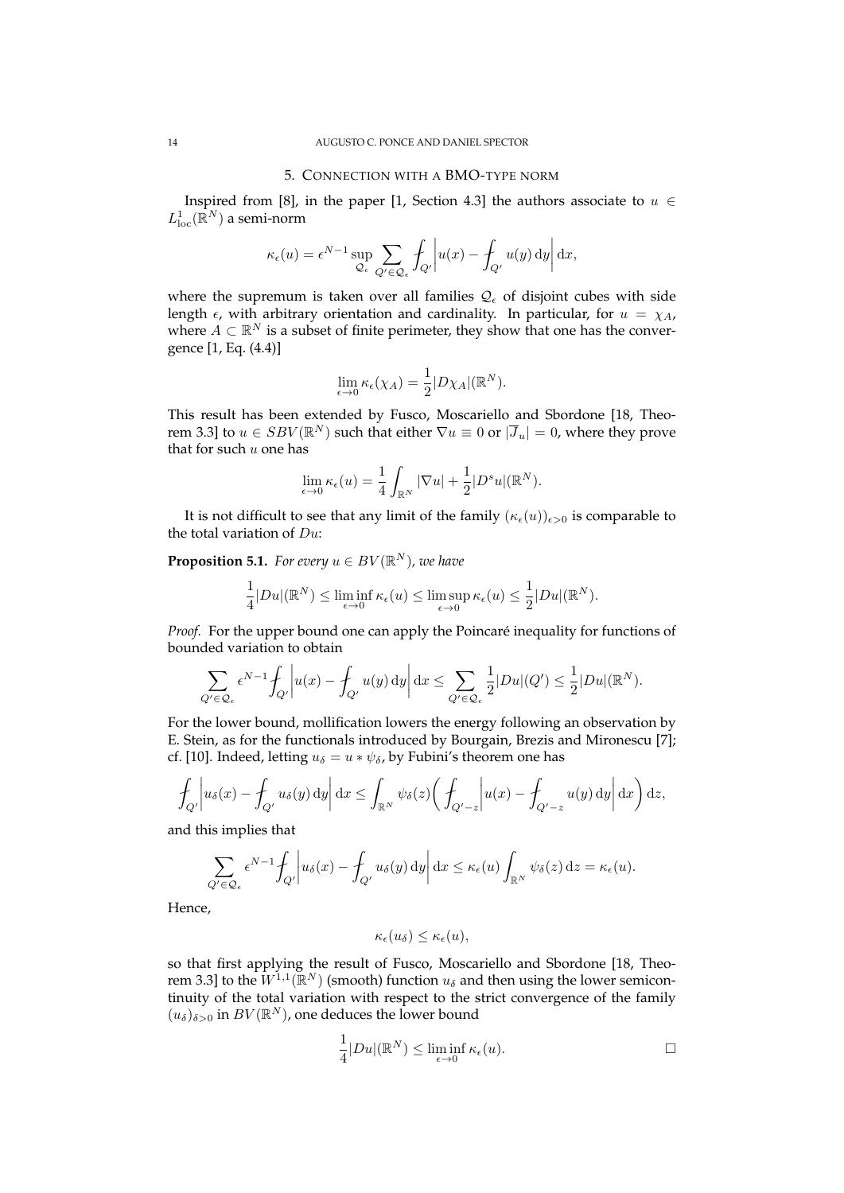## 5. Connection with a BMO-type norm

Inspired from [8], in the paper [1, Section 4.3] the authors associate to $u \in L^1_{\text{loc}}(\mathbb{R}^N)$ a semi-norm

$$\kappa_\epsilon(u) = \epsilon^{N-1} \sup_{\mathcal{Q}_\epsilon} \sum_{Q' \in \mathcal{Q}_\epsilon} \fint_{Q'} \left| u(x) - \fint_{Q'} u(y) \, \mathrm{d}y \right| \mathrm{d}x,$$

where the supremum is taken over all families $\mathcal{Q}_\epsilon$ of disjoint cubes with side length $\epsilon$, with arbitrary orientation and cardinality. In particular, for $u = \chi_A$, where $A \subset \mathbb{R}^N$ is a subset of finite perimeter, they show that one has the convergence [1, Eq. (4.4)]

$$\lim_{\epsilon \to 0} \kappa_\epsilon(\chi_A) = \frac{1}{2} |D\chi_A|(\mathbb{R}^N).$$

This result has been extended by Fusco, Moscariello and Sbordone [18, Theorem 3.3] to $u \in SBV(\mathbb{R}^N)$ such that either $\nabla u \equiv 0$ or $|\overline{J}_u| = 0$, where they prove that for such $u$ one has

$$\lim_{\epsilon \to 0} \kappa_\epsilon(u) = \frac{1}{4} \int_{\mathbb{R}^N} |\nabla u| + \frac{1}{2} |D^s u|(\mathbb{R}^N).$$

It is not difficult to see that any limit of the family $(\kappa_\epsilon(u))_{\epsilon > 0}$ is comparable to the total variation of $Du$:

**Proposition 5.1.** *For every $u \in BV(\mathbb{R}^N)$, we have*

$$\frac{1}{4} |Du|(\mathbb{R}^N) \leq \liminf_{\epsilon \to 0} \kappa_\epsilon(u) \leq \limsup_{\epsilon \to 0} \kappa_\epsilon(u) \leq \frac{1}{2} |Du|(\mathbb{R}^N).$$

*Proof.* For the upper bound one can apply the Poincaré inequality for functions of bounded variation to obtain

$$\sum_{Q' \in \mathcal{Q}_\epsilon} \epsilon^{N-1} \fint_{Q'} \left| u(x) - \fint_{Q'} u(y) \, \mathrm{d}y \right| \mathrm{d}x \leq \sum_{Q' \in \mathcal{Q}_\epsilon} \frac{1}{2} |Du|(Q') \leq \frac{1}{2} |Du|(\mathbb{R}^N).$$

For the lower bound, mollification lowers the energy following an observation by E. Stein, as for the functionals introduced by Bourgain, Brezis and Mironescu [7]; cf. [10]. Indeed, letting $u_\delta = u * \psi_\delta$, by Fubini's theorem one has

$$\fint_{Q'} \left| u_\delta(x) - \fint_{Q'} u_\delta(y) \, \mathrm{d}y \right| \mathrm{d}x \leq \int_{\mathbb{R}^N} \psi_\delta(z) \bigg( \fint_{Q' - z} \left| u(x) - \fint_{Q' - z} u(y) \, \mathrm{d}y \right| \mathrm{d}x \bigg) \mathrm{d}z,$$

and this implies that

$$\sum_{Q' \in \mathcal{Q}_\epsilon} \epsilon^{N-1} \fint_{Q'} \left| u_\delta(x) - \fint_{Q'} u_\delta(y) \, \mathrm{d}y \right| \mathrm{d}x \leq \kappa_\epsilon(u) \int_{\mathbb{R}^N} \psi_\delta(z) \, \mathrm{d}z = \kappa_\epsilon(u).$$

Hence,

$$\kappa_\epsilon(u_\delta) \leq \kappa_\epsilon(u),$$

so that first applying the result of Fusco, Moscariello and Sbordone [18, Theorem 3.3] to the $W^{1,1}(\mathbb{R}^N)$ (smooth) function $u_\delta$ and then using the lower semicontinuity of the total variation with respect to the strict convergence of the family $(u_\delta)_{\delta > 0}$ in $BV(\mathbb{R}^N)$, one deduces the lower bound

$$\frac{1}{4} |Du|(\mathbb{R}^N) \leq \liminf_{\epsilon \to 0} \kappa_\epsilon(u). \qquad \square$$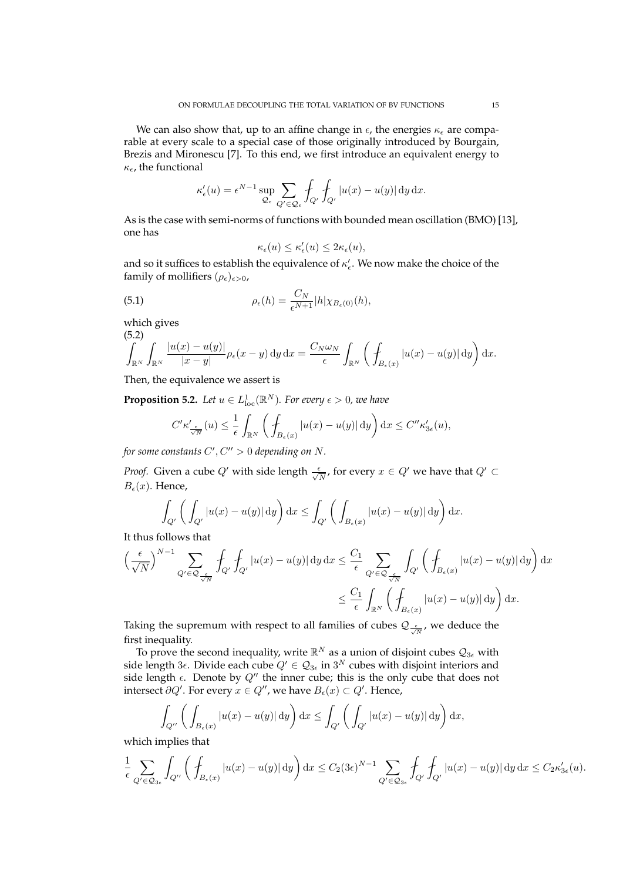We can also show that, up to an affine change in $\epsilon$, the energies $\kappa_\epsilon$ are comparable at every scale to a special case of those originally introduced by Bourgain, Brezis and Mironescu [7]. To this end, we first introduce an equivalent energy to $\kappa_\epsilon$, the functional

$$\kappa'_\epsilon(u) = \epsilon^{N-1} \sup_{\mathcal{Q}_\epsilon} \sum_{Q' \in \mathcal{Q}_\epsilon} \fint_{Q'} \fint_{Q'} |u(x) - u(y)| \, \mathrm{d}y \, \mathrm{d}x.$$

As is the case with semi-norms of functions with bounded mean oscillation (BMO) [13], one has

$$\kappa_\epsilon(u) \le \kappa'_\epsilon(u) \le 2\kappa_\epsilon(u),$$

and so it suffices to establish the equivalence of $\kappa'_\epsilon$. We now make the choice of the family of mollifiers $(\rho_\epsilon)_{\epsilon>0}$,

$$\rho_\epsilon(h) = \frac{C_N}{\epsilon^{N+1}} |h| \chi_{B_\epsilon(0)}(h), \tag{5.1}$$

which gives

$$\int_{\mathbb{R}^N} \int_{\mathbb{R}^N} \frac{|u(x) - u(y)|}{|x - y|} \rho_\epsilon(x - y) \, \mathrm{d}y \, \mathrm{d}x = \frac{C_N \omega_N}{\epsilon} \int_{\mathbb{R}^N} \left( \fint_{B_\epsilon(x)} |u(x) - u(y)| \, \mathrm{d}y \right) \mathrm{d}x. \tag{5.2}$$

Then, the equivalence we assert is

**Proposition 5.2.** *Let $u \in L^1_{\mathrm{loc}}(\mathbb{R}^N)$. For every $\epsilon > 0$, we have*

$$C' \kappa'_{\frac{\epsilon}{\sqrt{N}}}(u) \le \frac{1}{\epsilon} \int_{\mathbb{R}^N} \left( \fint_{B_\epsilon(x)} |u(x) - u(y)| \, \mathrm{d}y \right) \mathrm{d}x \le C'' \kappa'_{3\epsilon}(u),$$

*for some constants $C', C'' > 0$ depending on $N$.*

*Proof.* Given a cube $Q'$ with side length $\frac{\epsilon}{\sqrt{N}}$, for every $x \in Q'$ we have that $Q' \subset B_\epsilon(x)$. Hence,

$$\int_{Q'} \left( \int_{Q'} |u(x) - u(y)| \, \mathrm{d}y \right) \mathrm{d}x \le \int_{Q'} \left( \int_{B_\epsilon(x)} |u(x) - u(y)| \, \mathrm{d}y \right) \mathrm{d}x.$$

It thus follows that

$$\begin{aligned}
\left( \frac{\epsilon}{\sqrt{N}} \right)^{N-1} \sum_{Q' \in \mathcal{Q}_{\frac{\epsilon}{\sqrt{N}}}} \fint_{Q'} \fint_{Q'} |u(x) - u(y)| \, \mathrm{d}y \, \mathrm{d}x &\le \frac{C_1}{\epsilon} \sum_{Q' \in \mathcal{Q}_{\frac{\epsilon}{\sqrt{N}}}} \int_{Q'} \left( \fint_{B_\epsilon(x)} |u(x) - u(y)| \, \mathrm{d}y \right) \mathrm{d}x \\
&\le \frac{C_1}{\epsilon} \int_{\mathbb{R}^N} \left( \fint_{B_\epsilon(x)} |u(x) - u(y)| \, \mathrm{d}y \right) \mathrm{d}x.
\end{aligned}$$

Taking the supremum with respect to all families of cubes $\mathcal{Q}_{\frac{\epsilon}{\sqrt{N}}}$, we deduce the first inequality.

To prove the second inequality, write $\mathbb{R}^N$ as a union of disjoint cubes $\mathcal{Q}_{3\epsilon}$ with side length $3\epsilon$. Divide each cube $Q' \in \mathcal{Q}_{3\epsilon}$ in $3^N$ cubes with disjoint interiors and side length $\epsilon$. Denote by $Q''$ the inner cube; this is the only cube that does not intersect $\partial Q'$. For every $x \in Q''$, we have $B_\epsilon(x) \subset Q'$. Hence,

$$\int_{Q''} \left( \int_{B_\epsilon(x)} |u(x) - u(y)| \, \mathrm{d}y \right) \mathrm{d}x \le \int_{Q'} \left( \int_{Q'} |u(x) - u(y)| \, \mathrm{d}y \right) \mathrm{d}x,$$

which implies that

$$\frac{1}{\epsilon} \sum_{Q' \in \mathcal{Q}_{3\epsilon}} \int_{Q''} \left( \fint_{B_\epsilon(x)} |u(x) - u(y)| \, \mathrm{d}y \right) \mathrm{d}x \le C_2 (3\epsilon)^{N-1} \sum_{Q' \in \mathcal{Q}_{3\epsilon}} \fint_{Q'} \fint_{Q'} |u(x) - u(y)| \, \mathrm{d}y \, \mathrm{d}x \le C_2 \kappa'_{3\epsilon}(u).$$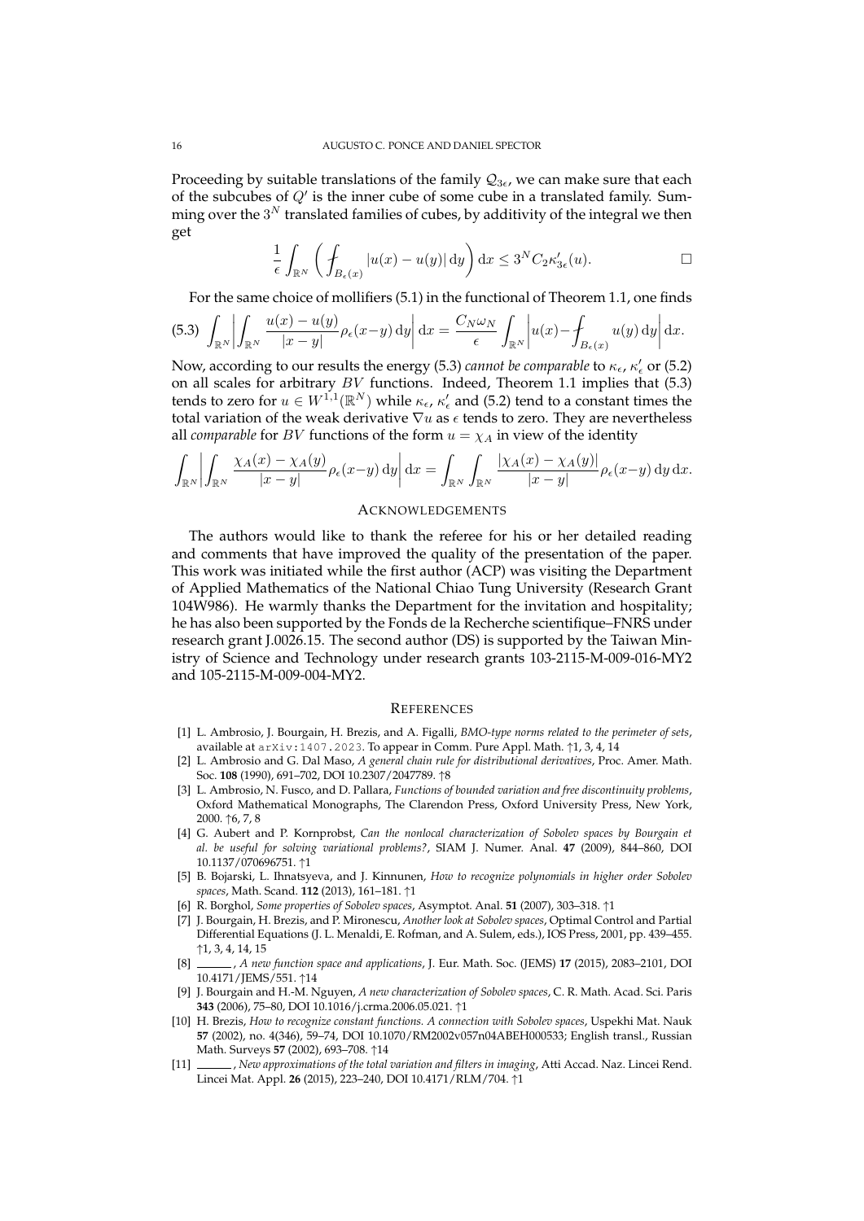Proceeding by suitable translations of the family $\mathcal{Q}_{3\epsilon}$, we can make sure that each of the subcubes of $Q'$ is the inner cube of some cube in a translated family. Summing over the $3^N$ translated families of cubes, by additivity of the integral we then get

$$\frac{1}{\epsilon}\int_{\mathbb{R}^N}\left(\fint_{B_\epsilon(x)}|u(x)-u(y)|\,\mathrm{d}y\right)\mathrm{d}x \le 3^N C_2 \kappa'_{3\epsilon}(u). \qquad \square$$

For the same choice of mollifiers (5.1) in the functional of Theorem 1.1, one finds

$$\int_{\mathbb{R}^N}\left|\int_{\mathbb{R}^N}\frac{u(x)-u(y)}{|x-y|}\rho_\epsilon(x-y)\,\mathrm{d}y\right|\mathrm{d}x = \frac{C_N\omega_N}{\epsilon}\int_{\mathbb{R}^N}\left|u(x)-\fint_{B_\epsilon(x)}u(y)\,\mathrm{d}y\right|\mathrm{d}x. \tag{5.3}$$

Now, according to our results the energy (5.3) *cannot be comparable* to $\kappa_\epsilon$, $\kappa'_\epsilon$ or (5.2) on all scales for arbitrary $BV$ functions. Indeed, Theorem 1.1 implies that (5.3) tends to zero for $u \in W^{1,1}(\mathbb{R}^N)$ while $\kappa_\epsilon$, $\kappa'_\epsilon$ and (5.2) tend to a constant times the total variation of the weak derivative $\nabla u$ as $\epsilon$ tends to zero. They are nevertheless all *comparable* for $BV$ functions of the form $u = \chi_A$ in view of the identity

$$\int_{\mathbb{R}^N}\left|\int_{\mathbb{R}^N}\frac{\chi_A(x)-\chi_A(y)}{|x-y|}\rho_\epsilon(x-y)\,\mathrm{d}y\right|\mathrm{d}x = \int_{\mathbb{R}^N}\int_{\mathbb{R}^N}\frac{|\chi_A(x)-\chi_A(y)|}{|x-y|}\rho_\epsilon(x-y)\,\mathrm{d}y\,\mathrm{d}x.$$

## Acknowledgements

The authors would like to thank the referee for his or her detailed reading and comments that have improved the quality of the presentation of the paper. This work was initiated while the first author (ACP) was visiting the Department of Applied Mathematics of the National Chiao Tung University (Research Grant 104W986). He warmly thanks the Department for the invitation and hospitality; he has also been supported by the Fonds de la Recherche scientifique–FNRS under research grant J.0026.15. The second author (DS) is supported by the Taiwan Ministry of Science and Technology under research grants 103-2115-M-009-016-MY2 and 105-2115-M-009-004-MY2.

## References

[1] L. Ambrosio, J. Bourgain, H. Brezis, and A. Figalli, *BMO-type norms related to the perimeter of sets*, available at arXiv:1407.2023. To appear in Comm. Pure Appl. Math. ↑1, 3, 4, 14

[2] L. Ambrosio and G. Dal Maso, *A general chain rule for distributional derivatives*, Proc. Amer. Math. Soc. **108** (1990), 691–702, DOI 10.2307/2047789. ↑8

[3] L. Ambrosio, N. Fusco, and D. Pallara, *Functions of bounded variation and free discontinuity problems*, Oxford Mathematical Monographs, The Clarendon Press, Oxford University Press, New York, 2000. ↑6, 7, 8

[4] G. Aubert and P. Kornprobst, *Can the nonlocal characterization of Sobolev spaces by Bourgain et al. be useful for solving variational problems?*, SIAM J. Numer. Anal. **47** (2009), 844–860, DOI 10.1137/070696751. ↑1

[5] B. Bojarski, L. Ihnatsyeva, and J. Kinnunen, *How to recognize polynomials in higher order Sobolev spaces*, Math. Scand. **112** (2013), 161–181. ↑1

[6] R. Borghol, *Some properties of Sobolev spaces*, Asymptot. Anal. **51** (2007), 303–318. ↑1

[7] J. Bourgain, H. Brezis, and P. Mironescu, *Another look at Sobolev spaces*, Optimal Control and Partial Differential Equations (J. L. Menaldi, E. Rofman, and A. Sulem, eds.), IOS Press, 2001, pp. 439–455. ↑1, 3, 4, 14, 15

[8] ______, *A new function space and applications*, J. Eur. Math. Soc. (JEMS) **17** (2015), 2083–2101, DOI 10.4171/JEMS/551. ↑14

[9] J. Bourgain and H.-M. Nguyen, *A new characterization of Sobolev spaces*, C. R. Math. Acad. Sci. Paris **343** (2006), 75–80, DOI 10.1016/j.crma.2006.05.021. ↑1

[10] H. Brezis, *How to recognize constant functions. A connection with Sobolev spaces*, Uspekhi Mat. Nauk **57** (2002), no. 4(346), 59–74, DOI 10.1070/RM2002v057n04ABEH000533; English transl., Russian Math. Surveys **57** (2002), 693–708. ↑14

[11] ______, *New approximations of the total variation and filters in imaging*, Atti Accad. Naz. Lincei Rend. Lincei Mat. Appl. **26** (2015), 223–240, DOI 10.4171/RLM/704. ↑1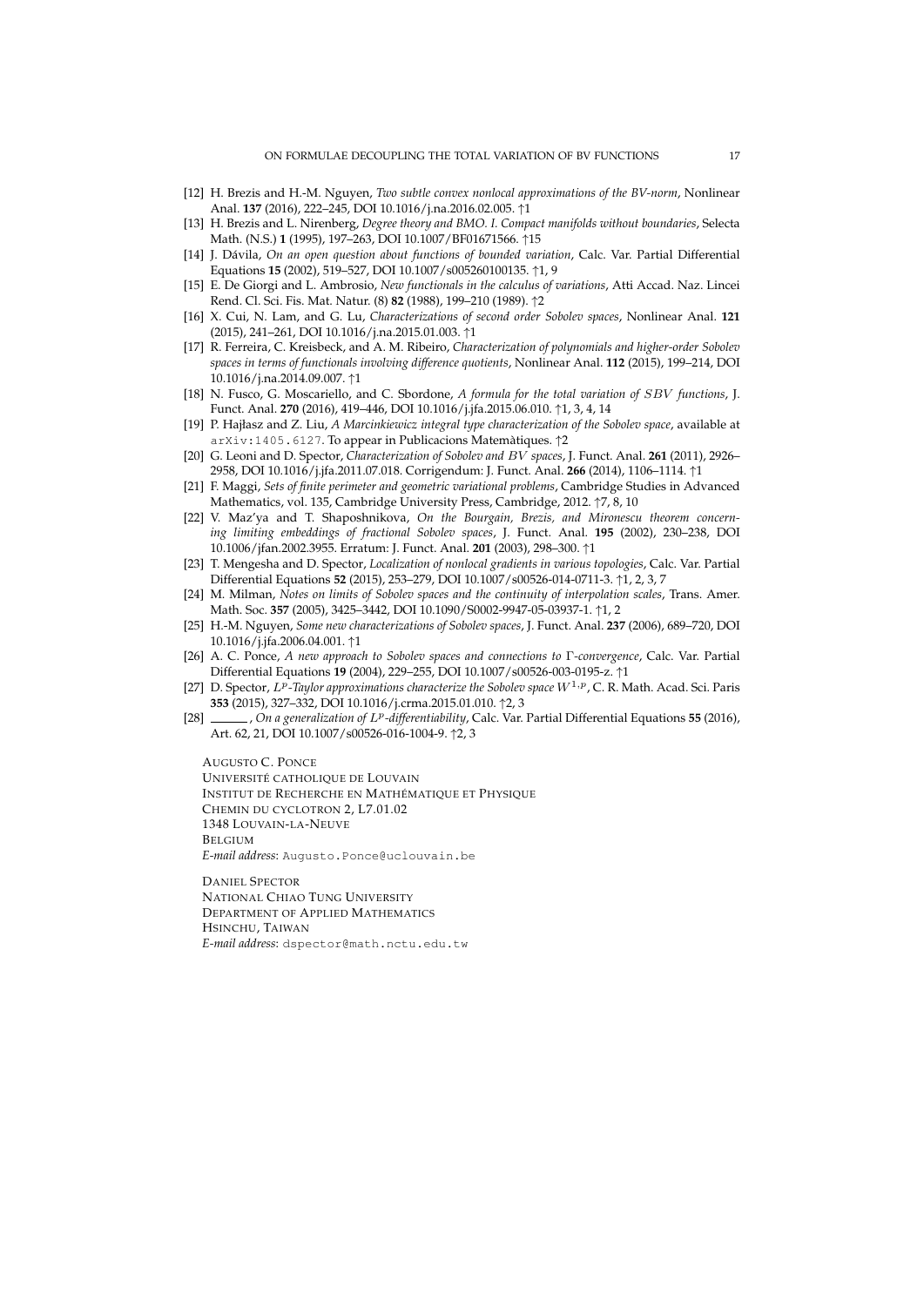[12] H. Brezis and H.-M. Nguyen, *Two subtle convex nonlocal approximations of the BV-norm*, Nonlinear Anal. **137** (2016), 222–245, DOI 10.1016/j.na.2016.02.005. ↑1

[13] H. Brezis and L. Nirenberg, *Degree theory and BMO. I. Compact manifolds without boundaries*, Selecta Math. (N.S.) **1** (1995), 197–263, DOI 10.1007/BF01671566. ↑15

[14] J. Dávila, *On an open question about functions of bounded variation*, Calc. Var. Partial Differential Equations **15** (2002), 519–527, DOI 10.1007/s005260100135. ↑1, 9

[15] E. De Giorgi and L. Ambrosio, *New functionals in the calculus of variations*, Atti Accad. Naz. Lincei Rend. Cl. Sci. Fis. Mat. Natur. (8) **82** (1988), 199–210 (1989). ↑2

[16] X. Cui, N. Lam, and G. Lu, *Characterizations of second order Sobolev spaces*, Nonlinear Anal. **121** (2015), 241–261, DOI 10.1016/j.na.2015.01.003. ↑1

[17] R. Ferreira, C. Kreisbeck, and A. M. Ribeiro, *Characterization of polynomials and higher-order Sobolev spaces in terms of functionals involving difference quotients*, Nonlinear Anal. **112** (2015), 199–214, DOI 10.1016/j.na.2014.09.007. ↑1

[18] N. Fusco, G. Moscariello, and C. Sbordone, *A formula for the total variation of $SBV$ functions*, J. Funct. Anal. **270** (2016), 419–446, DOI 10.1016/j.jfa.2015.06.010. ↑1, 3, 4, 14

[19] P. Hajłasz and Z. Liu, *A Marcinkiewicz integral type characterization of the Sobolev space*, available at arXiv:1405.6127. To appear in Publicacions Matemàtiques. ↑2

[20] G. Leoni and D. Spector, *Characterization of Sobolev and $BV$ spaces*, J. Funct. Anal. **261** (2011), 2926–2958, DOI 10.1016/j.jfa.2011.07.018. Corrigendum: J. Funct. Anal. **266** (2014), 1106–1114. ↑1

[21] F. Maggi, *Sets of finite perimeter and geometric variational problems*, Cambridge Studies in Advanced Mathematics, vol. 135, Cambridge University Press, Cambridge, 2012. ↑7, 8, 10

[22] V. Maz'ya and T. Shaposhnikova, *On the Bourgain, Brezis, and Mironescu theorem concerning limiting embeddings of fractional Sobolev spaces*, J. Funct. Anal. **195** (2002), 230–238, DOI 10.1006/jfan.2002.3955. Erratum: J. Funct. Anal. **201** (2003), 298–300. ↑1

[23] T. Mengesha and D. Spector, *Localization of nonlocal gradients in various topologies*, Calc. Var. Partial Differential Equations **52** (2015), 253–279, DOI 10.1007/s00526-014-0711-3. ↑1, 2, 3, 7

[24] M. Milman, *Notes on limits of Sobolev spaces and the continuity of interpolation scales*, Trans. Amer. Math. Soc. **357** (2005), 3425–3442, DOI 10.1090/S0002-9947-05-03937-1. ↑1, 2

[25] H.-M. Nguyen, *Some new characterizations of Sobolev spaces*, J. Funct. Anal. **237** (2006), 689–720, DOI 10.1016/j.jfa.2006.04.001. ↑1

[26] A. C. Ponce, *A new approach to Sobolev spaces and connections to $\Gamma$-convergence*, Calc. Var. Partial Differential Equations **19** (2004), 229–255, DOI 10.1007/s00526-003-0195-z. ↑1

[27] D. Spector, *$L^p$-Taylor approximations characterize the Sobolev space $W^{1,p}$*, C. R. Math. Acad. Sci. Paris **353** (2015), 327–332, DOI 10.1016/j.crma.2015.01.010. ↑2, 3

[28] ______, *On a generalization of $L^p$-differentiability*, Calc. Var. Partial Differential Equations **55** (2016), Art. 62, 21, DOI 10.1007/s00526-016-1004-9. ↑2, 3

Augusto C. Ponce
Université catholique de Louvain
Institut de Recherche en Mathématique et Physique
Chemin du cyclotron 2, L7.01.02
1348 Louvain-la-Neuve
Belgium
*E-mail address*: Augusto.Ponce@uclouvain.be

Daniel Spector
National Chiao Tung University
Department of Applied Mathematics
Hsinchu, Taiwan
*E-mail address*: dspector@math.nctu.edu.tw